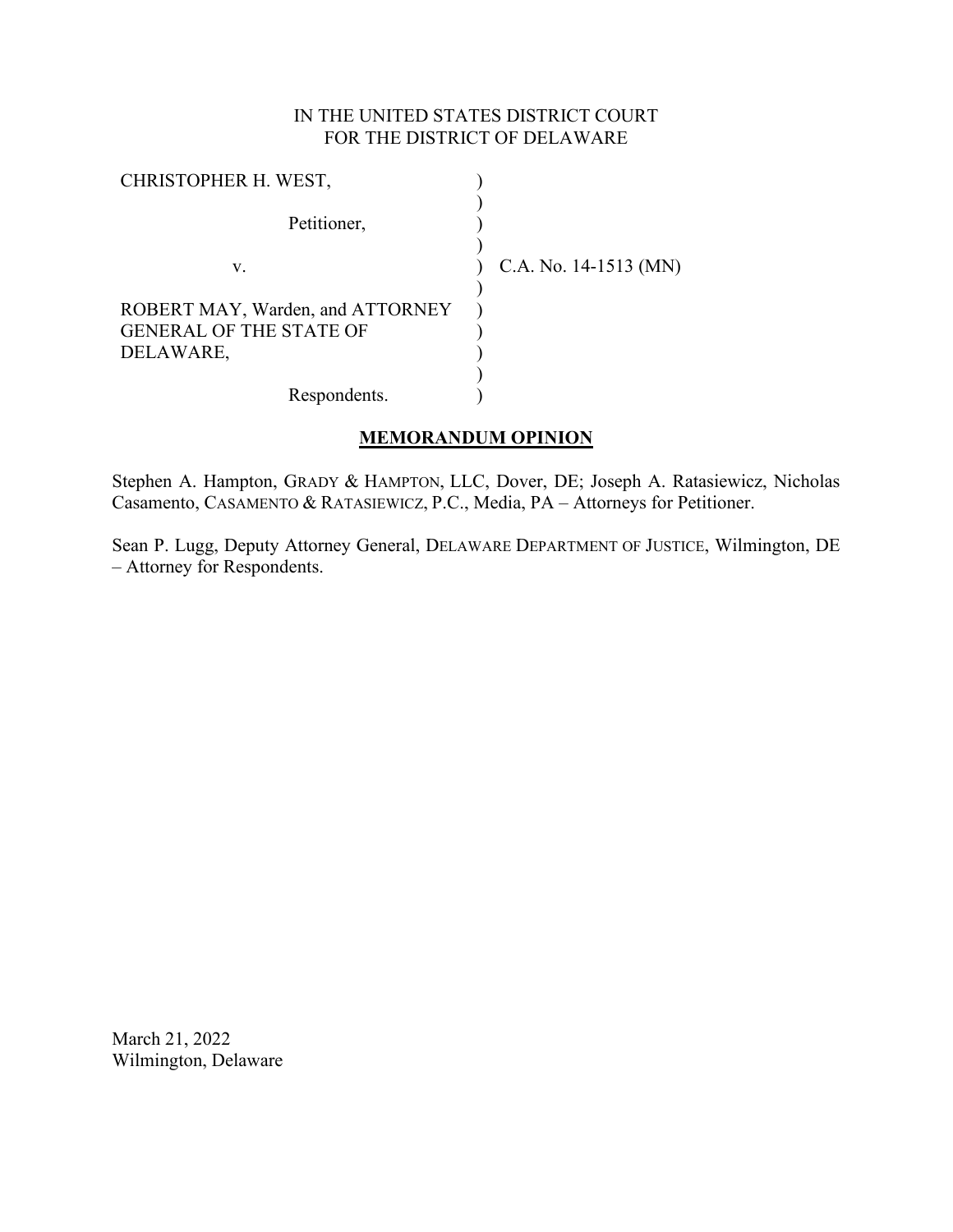IN THE UNITED STATES DISTRICT COURT
FOR THE DISTRICT OF DELAWARE

| | | |
|---|---|---|
| CHRISTOPHER H. WEST, | ) | |
| | ) | |
| Petitioner, | ) | |
| | ) | |
| v. | ) | C.A. No. 14-1513 (MN) |
| | ) | |
| ROBERT MAY, Warden, and ATTORNEY GENERAL OF THE STATE OF DELAWARE, | ) | |
| | ) | |
| Respondents. | ) | |

## MEMORANDUM OPINION

Stephen A. Hampton, GRADY & HAMPTON, LLC, Dover, DE; Joseph A. Ratasiewicz, Nicholas Casamento, CASAMENTO & RATASIEWICZ, P.C., Media, PA – Attorneys for Petitioner.

Sean P. Lugg, Deputy Attorney General, DELAWARE DEPARTMENT OF JUSTICE, Wilmington, DE – Attorney for Respondents.

March 21, 2022
Wilmington, Delaware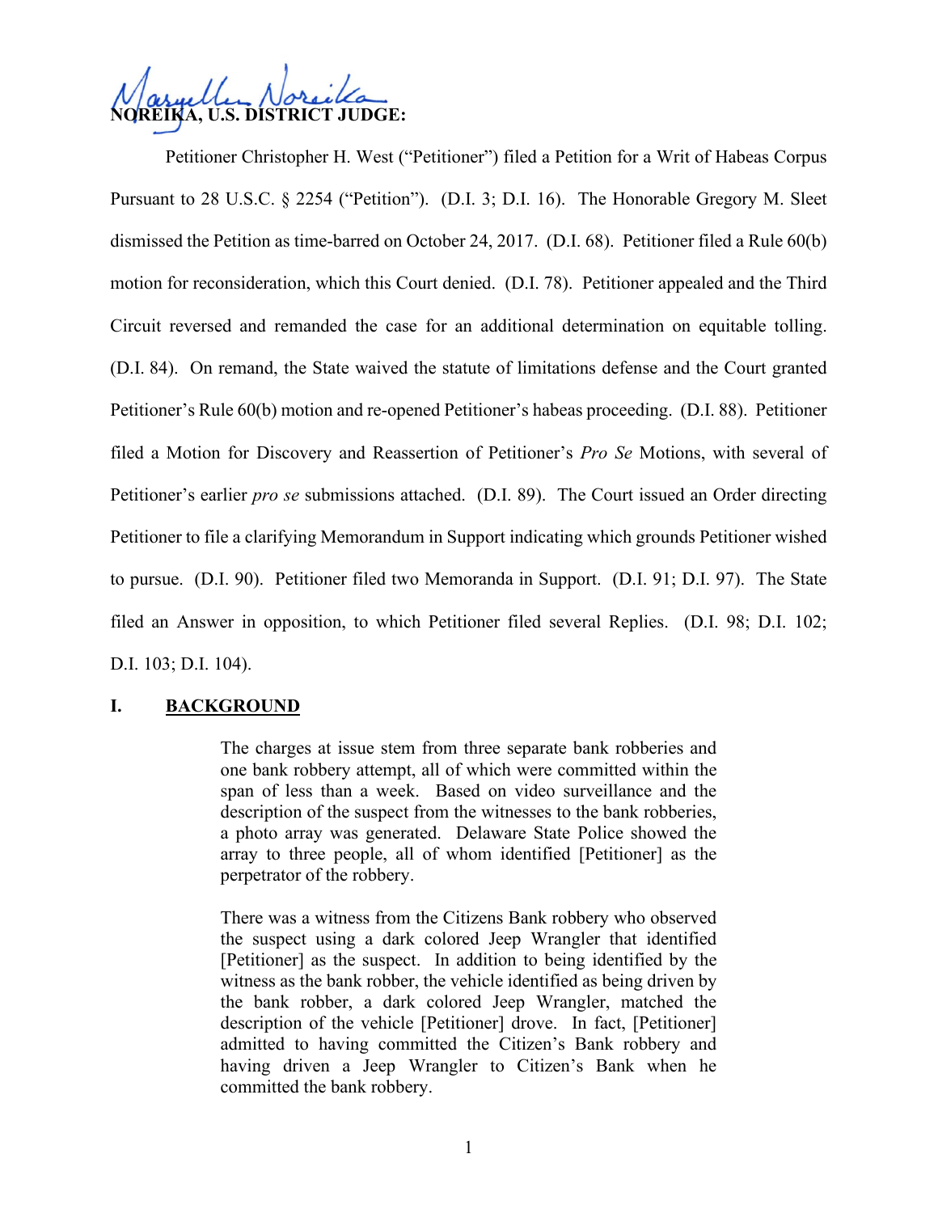**NOREIKA, U.S. DISTRICT JUDGE:**

Petitioner Christopher H. West ("Petitioner") filed a Petition for a Writ of Habeas Corpus Pursuant to 28 U.S.C. § 2254 ("Petition"). (D.I. 3; D.I. 16). The Honorable Gregory M. Sleet dismissed the Petition as time-barred on October 24, 2017. (D.I. 68). Petitioner filed a Rule 60(b) motion for reconsideration, which this Court denied. (D.I. 78). Petitioner appealed and the Third Circuit reversed and remanded the case for an additional determination on equitable tolling. (D.I. 84). On remand, the State waived the statute of limitations defense and the Court granted Petitioner's Rule 60(b) motion and re-opened Petitioner's habeas proceeding. (D.I. 88). Petitioner filed a Motion for Discovery and Reassertion of Petitioner's *Pro Se* Motions, with several of Petitioner's earlier *pro se* submissions attached. (D.I. 89). The Court issued an Order directing Petitioner to file a clarifying Memorandum in Support indicating which grounds Petitioner wished to pursue. (D.I. 90). Petitioner filed two Memoranda in Support. (D.I. 91; D.I. 97). The State filed an Answer in opposition, to which Petitioner filed several Replies. (D.I. 98; D.I. 102; D.I. 103; D.I. 104).

## I. BACKGROUND

> The charges at issue stem from three separate bank robberies and one bank robbery attempt, all of which were committed within the span of less than a week. Based on video surveillance and the description of the suspect from the witnesses to the bank robberies, a photo array was generated. Delaware State Police showed the array to three people, all of whom identified [Petitioner] as the perpetrator of the robbery.
>
> There was a witness from the Citizens Bank robbery who observed the suspect using a dark colored Jeep Wrangler that identified [Petitioner] as the suspect. In addition to being identified by the witness as the bank robber, the vehicle identified as being driven by the bank robber, a dark colored Jeep Wrangler, matched the description of the vehicle [Petitioner] drove. In fact, [Petitioner] admitted to having committed the Citizen's Bank robbery and having driven a Jeep Wrangler to Citizen's Bank when he committed the bank robbery.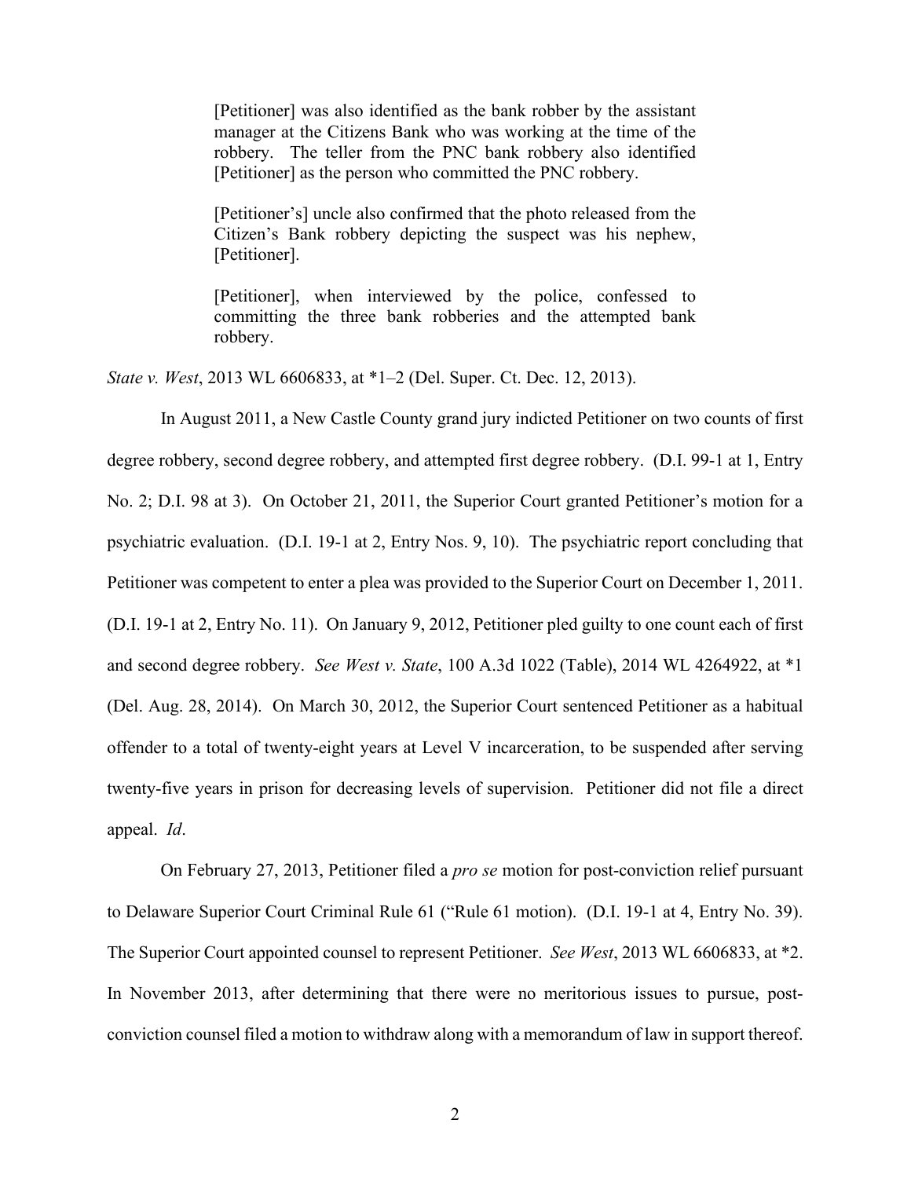> [Petitioner] was also identified as the bank robber by the assistant manager at the Citizens Bank who was working at the time of the robbery. The teller from the PNC bank robbery also identified [Petitioner] as the person who committed the PNC robbery.
>
> [Petitioner's] uncle also confirmed that the photo released from the Citizen's Bank robbery depicting the suspect was his nephew, [Petitioner].
>
> [Petitioner], when interviewed by the police, confessed to committing the three bank robberies and the attempted bank robbery.

*State v. West*, 2013 WL 6606833, at *1–2 (Del. Super. Ct. Dec. 12, 2013).

In August 2011, a New Castle County grand jury indicted Petitioner on two counts of first degree robbery, second degree robbery, and attempted first degree robbery. (D.I. 99-1 at 1, Entry No. 2; D.I. 98 at 3). On October 21, 2011, the Superior Court granted Petitioner's motion for a psychiatric evaluation. (D.I. 19-1 at 2, Entry Nos. 9, 10). The psychiatric report concluding that Petitioner was competent to enter a plea was provided to the Superior Court on December 1, 2011. (D.I. 19-1 at 2, Entry No. 11). On January 9, 2012, Petitioner pled guilty to one count each of first and second degree robbery. *See West v. State*, 100 A.3d 1022 (Table), 2014 WL 4264922, at *1 (Del. Aug. 28, 2014). On March 30, 2012, the Superior Court sentenced Petitioner as a habitual offender to a total of twenty-eight years at Level V incarceration, to be suspended after serving twenty-five years in prison for decreasing levels of supervision. Petitioner did not file a direct appeal. *Id*.

On February 27, 2013, Petitioner filed a *pro se* motion for post-conviction relief pursuant to Delaware Superior Court Criminal Rule 61 ("Rule 61 motion). (D.I. 19-1 at 4, Entry No. 39). The Superior Court appointed counsel to represent Petitioner. *See West*, 2013 WL 6606833, at *2. In November 2013, after determining that there were no meritorious issues to pursue, post-conviction counsel filed a motion to withdraw along with a memorandum of law in support thereof.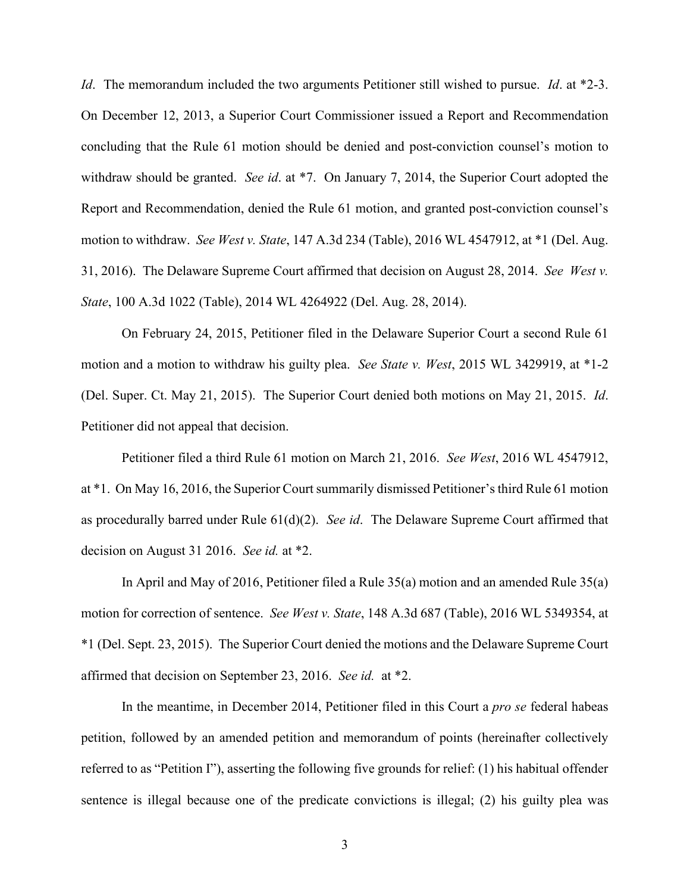*Id*. The memorandum included the two arguments Petitioner still wished to pursue. *Id*. at *2-3. On December 12, 2013, a Superior Court Commissioner issued a Report and Recommendation concluding that the Rule 61 motion should be denied and post-conviction counsel's motion to withdraw should be granted. *See id*. at *7. On January 7, 2014, the Superior Court adopted the Report and Recommendation, denied the Rule 61 motion, and granted post-conviction counsel's motion to withdraw. *See West v. State*, 147 A.3d 234 (Table), 2016 WL 4547912, at *1 (Del. Aug. 31, 2016). The Delaware Supreme Court affirmed that decision on August 28, 2014. *See West v. State*, 100 A.3d 1022 (Table), 2014 WL 4264922 (Del. Aug. 28, 2014).

On February 24, 2015, Petitioner filed in the Delaware Superior Court a second Rule 61 motion and a motion to withdraw his guilty plea. *See State v. West*, 2015 WL 3429919, at *1-2 (Del. Super. Ct. May 21, 2015). The Superior Court denied both motions on May 21, 2015. *Id*. Petitioner did not appeal that decision.

Petitioner filed a third Rule 61 motion on March 21, 2016. *See West*, 2016 WL 4547912, at *1. On May 16, 2016, the Superior Court summarily dismissed Petitioner's third Rule 61 motion as procedurally barred under Rule 61(d)(2). *See id*. The Delaware Supreme Court affirmed that decision on August 31 2016. *See id.* at *2.

In April and May of 2016, Petitioner filed a Rule 35(a) motion and an amended Rule 35(a) motion for correction of sentence. *See West v. State*, 148 A.3d 687 (Table), 2016 WL 5349354, at *1 (Del. Sept. 23, 2015). The Superior Court denied the motions and the Delaware Supreme Court affirmed that decision on September 23, 2016. *See id.* at *2.

In the meantime, in December 2014, Petitioner filed in this Court a *pro se* federal habeas petition, followed by an amended petition and memorandum of points (hereinafter collectively referred to as "Petition I"), asserting the following five grounds for relief: (1) his habitual offender sentence is illegal because one of the predicate convictions is illegal; (2) his guilty plea was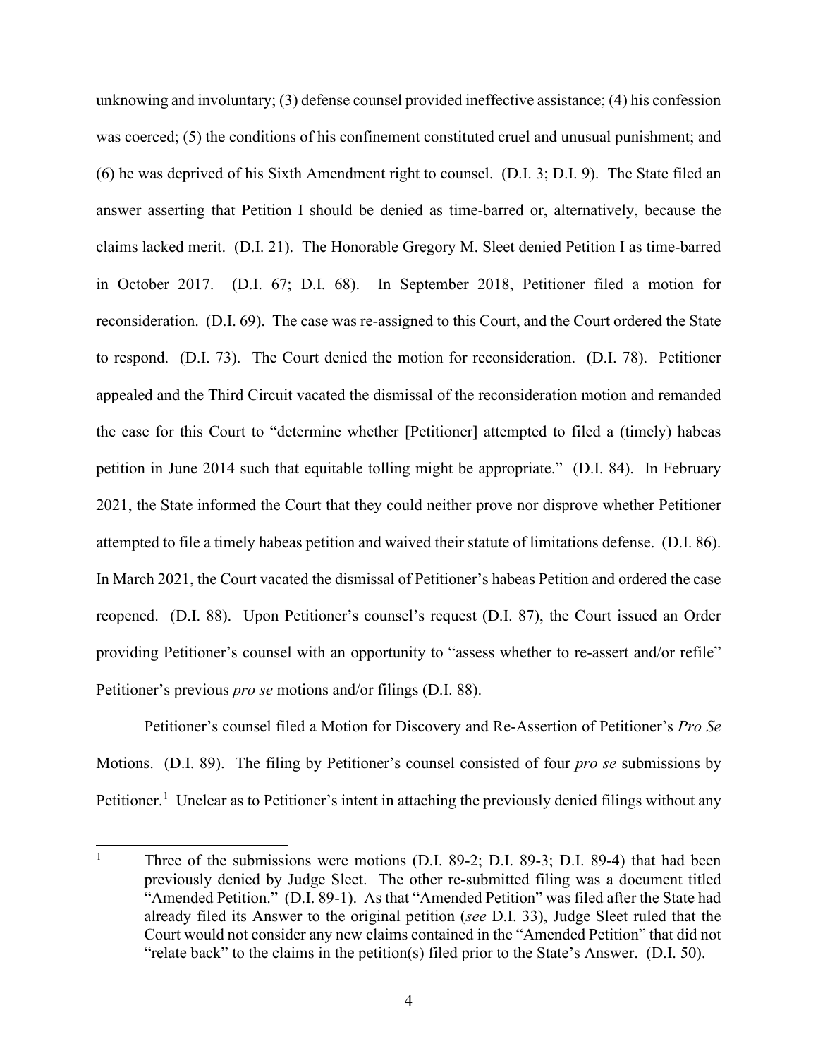unknowing and involuntary; (3) defense counsel provided ineffective assistance; (4) his confession was coerced; (5) the conditions of his confinement constituted cruel and unusual punishment; and (6) he was deprived of his Sixth Amendment right to counsel. (D.I. 3; D.I. 9). The State filed an answer asserting that Petition I should be denied as time-barred or, alternatively, because the claims lacked merit. (D.I. 21). The Honorable Gregory M. Sleet denied Petition I as time-barred in October 2017. (D.I. 67; D.I. 68). In September 2018, Petitioner filed a motion for reconsideration. (D.I. 69). The case was re-assigned to this Court, and the Court ordered the State to respond. (D.I. 73). The Court denied the motion for reconsideration. (D.I. 78). Petitioner appealed and the Third Circuit vacated the dismissal of the reconsideration motion and remanded the case for this Court to "determine whether [Petitioner] attempted to filed a (timely) habeas petition in June 2014 such that equitable tolling might be appropriate." (D.I. 84). In February 2021, the State informed the Court that they could neither prove nor disprove whether Petitioner attempted to file a timely habeas petition and waived their statute of limitations defense. (D.I. 86). In March 2021, the Court vacated the dismissal of Petitioner's habeas Petition and ordered the case reopened. (D.I. 88). Upon Petitioner's counsel's request (D.I. 87), the Court issued an Order providing Petitioner's counsel with an opportunity to "assess whether to re-assert and/or refile" Petitioner's previous *pro se* motions and/or filings (D.I. 88).

Petitioner's counsel filed a Motion for Discovery and Re-Assertion of Petitioner's *Pro Se* Motions. (D.I. 89). The filing by Petitioner's counsel consisted of four *pro se* submissions by Petitioner.[1] Unclear as to Petitioner's intent in attaching the previously denied filings without any

[1] Three of the submissions were motions (D.I. 89-2; D.I. 89-3; D.I. 89-4) that had been previously denied by Judge Sleet. The other re-submitted filing was a document titled "Amended Petition." (D.I. 89-1). As that "Amended Petition" was filed after the State had already filed its Answer to the original petition (*see* D.I. 33), Judge Sleet ruled that the Court would not consider any new claims contained in the "Amended Petition" that did not "relate back" to the claims in the petition(s) filed prior to the State's Answer. (D.I. 50).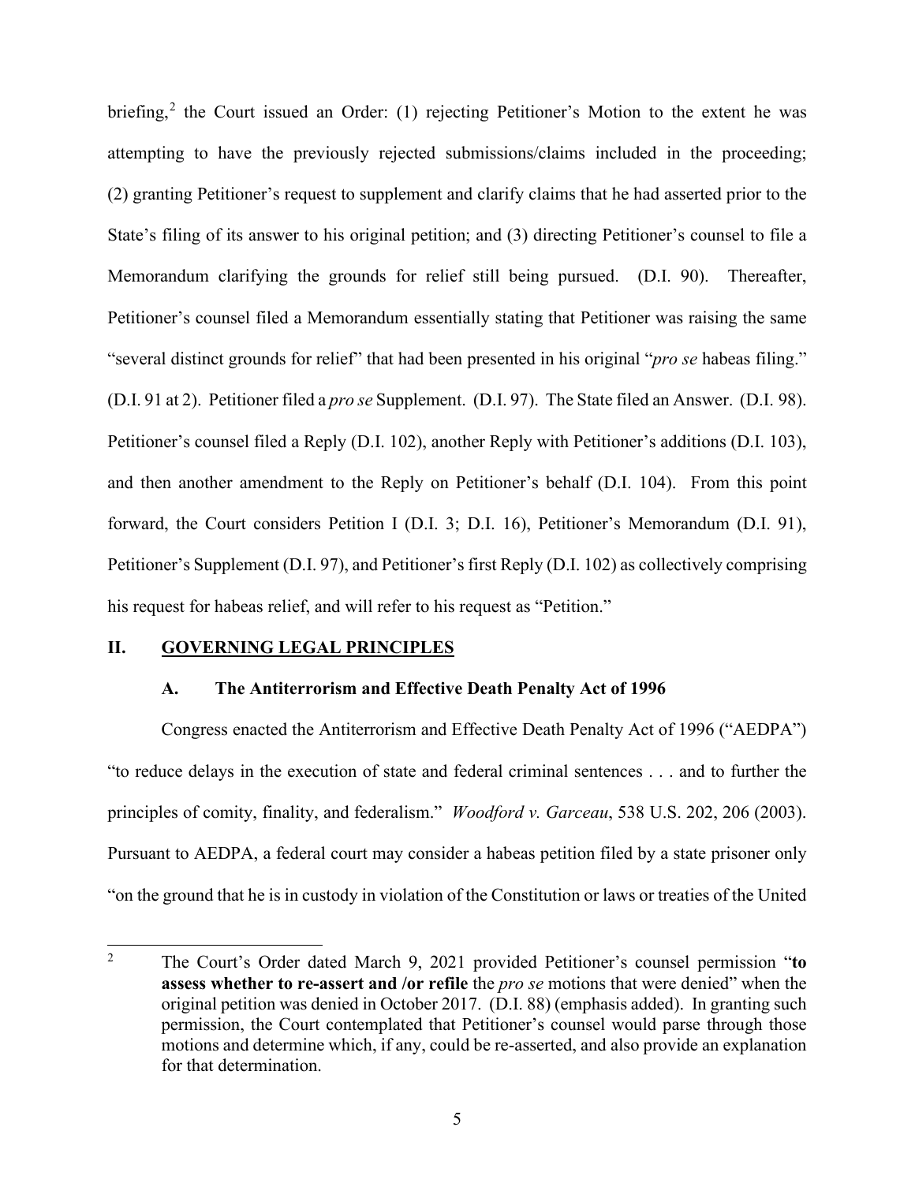briefing,[2] the Court issued an Order: (1) rejecting Petitioner's Motion to the extent he was attempting to have the previously rejected submissions/claims included in the proceeding; (2) granting Petitioner's request to supplement and clarify claims that he had asserted prior to the State's filing of its answer to his original petition; and (3) directing Petitioner's counsel to file a Memorandum clarifying the grounds for relief still being pursued. (D.I. 90). Thereafter, Petitioner's counsel filed a Memorandum essentially stating that Petitioner was raising the same "several distinct grounds for relief" that had been presented in his original "*pro se* habeas filing." (D.I. 91 at 2). Petitioner filed a *pro se* Supplement. (D.I. 97). The State filed an Answer. (D.I. 98). Petitioner's counsel filed a Reply (D.I. 102), another Reply with Petitioner's additions (D.I. 103), and then another amendment to the Reply on Petitioner's behalf (D.I. 104). From this point forward, the Court considers Petition I (D.I. 3; D.I. 16), Petitioner's Memorandum (D.I. 91), Petitioner's Supplement (D.I. 97), and Petitioner's first Reply (D.I. 102) as collectively comprising his request for habeas relief, and will refer to his request as "Petition."

## II. GOVERNING LEGAL PRINCIPLES

### A. The Antiterrorism and Effective Death Penalty Act of 1996

Congress enacted the Antiterrorism and Effective Death Penalty Act of 1996 ("AEDPA") "to reduce delays in the execution of state and federal criminal sentences . . . and to further the principles of comity, finality, and federalism." *Woodford v. Garceau*, 538 U.S. 202, 206 (2003). Pursuant to AEDPA, a federal court may consider a habeas petition filed by a state prisoner only "on the ground that he is in custody in violation of the Constitution or laws or treaties of the United

---

[2] The Court's Order dated March 9, 2021 provided Petitioner's counsel permission "**to assess whether to re-assert and /or refile** the *pro se* motions that were denied" when the original petition was denied in October 2017. (D.I. 88) (emphasis added). In granting such permission, the Court contemplated that Petitioner's counsel would parse through those motions and determine which, if any, could be re-asserted, and also provide an explanation for that determination.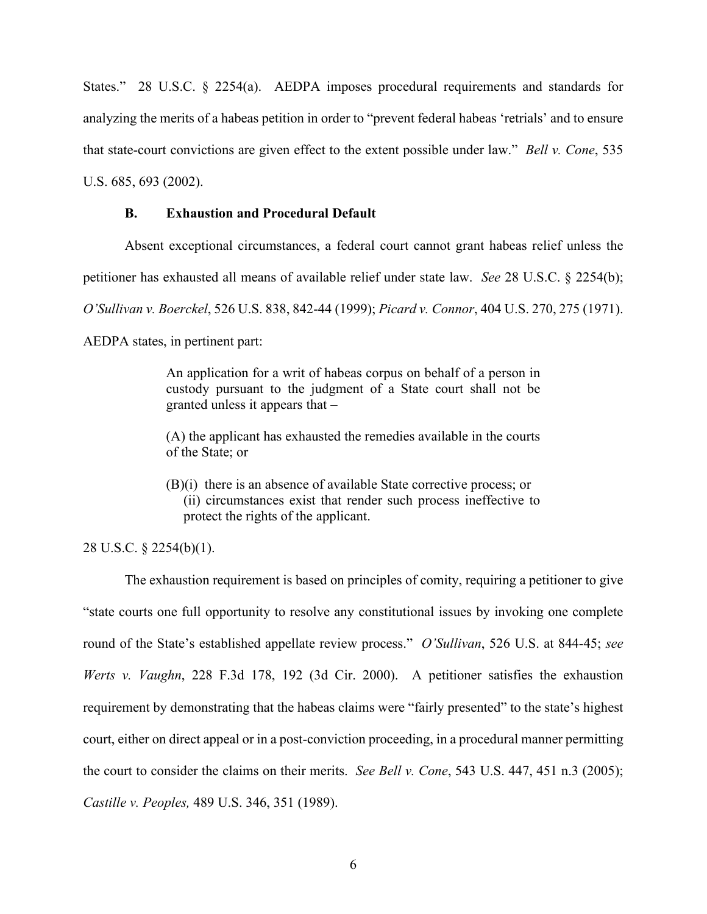States." 28 U.S.C. § 2254(a). AEDPA imposes procedural requirements and standards for analyzing the merits of a habeas petition in order to "prevent federal habeas 'retrials' and to ensure that state-court convictions are given effect to the extent possible under law." *Bell v. Cone*, 535 U.S. 685, 693 (2002).

### B. Exhaustion and Procedural Default

Absent exceptional circumstances, a federal court cannot grant habeas relief unless the petitioner has exhausted all means of available relief under state law. *See* 28 U.S.C. § 2254(b); *O'Sullivan v. Boerckel*, 526 U.S. 838, 842-44 (1999); *Picard v. Connor*, 404 U.S. 270, 275 (1971). AEDPA states, in pertinent part:

> An application for a writ of habeas corpus on behalf of a person in custody pursuant to the judgment of a State court shall not be granted unless it appears that –
>
> (A) the applicant has exhausted the remedies available in the courts of the State; or
>
> (B)(i) there is an absence of available State corrective process; or
> (ii) circumstances exist that render such process ineffective to protect the rights of the applicant.

28 U.S.C. § 2254(b)(1).

The exhaustion requirement is based on principles of comity, requiring a petitioner to give "state courts one full opportunity to resolve any constitutional issues by invoking one complete round of the State's established appellate review process." *O'Sullivan*, 526 U.S. at 844-45; *see Werts v. Vaughn*, 228 F.3d 178, 192 (3d Cir. 2000). A petitioner satisfies the exhaustion requirement by demonstrating that the habeas claims were "fairly presented" to the state's highest court, either on direct appeal or in a post-conviction proceeding, in a procedural manner permitting the court to consider the claims on their merits. *See Bell v. Cone*, 543 U.S. 447, 451 n.3 (2005); *Castille v. Peoples,* 489 U.S. 346, 351 (1989).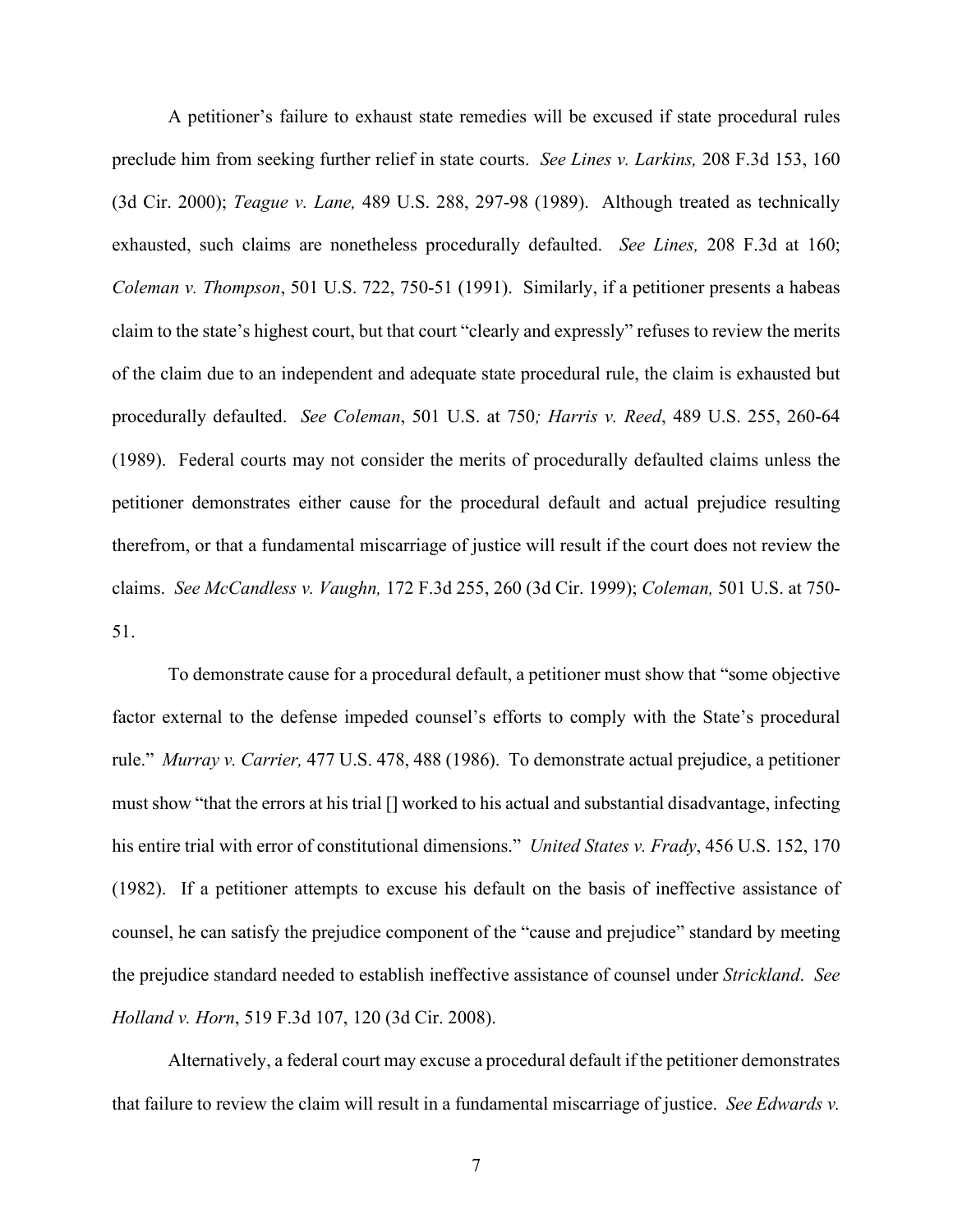A petitioner's failure to exhaust state remedies will be excused if state procedural rules preclude him from seeking further relief in state courts. *See Lines v. Larkins,* 208 F.3d 153, 160 (3d Cir. 2000); *Teague v. Lane,* 489 U.S. 288, 297-98 (1989). Although treated as technically exhausted, such claims are nonetheless procedurally defaulted. *See Lines,* 208 F.3d at 160; *Coleman v. Thompson*, 501 U.S. 722, 750-51 (1991). Similarly, if a petitioner presents a habeas claim to the state's highest court, but that court "clearly and expressly" refuses to review the merits of the claim due to an independent and adequate state procedural rule, the claim is exhausted but procedurally defaulted. *See Coleman*, 501 U.S. at 750*; Harris v. Reed*, 489 U.S. 255, 260-64 (1989). Federal courts may not consider the merits of procedurally defaulted claims unless the petitioner demonstrates either cause for the procedural default and actual prejudice resulting therefrom, or that a fundamental miscarriage of justice will result if the court does not review the claims. *See McCandless v. Vaughn,* 172 F.3d 255, 260 (3d Cir. 1999); *Coleman,* 501 U.S. at 750-51.

To demonstrate cause for a procedural default, a petitioner must show that "some objective factor external to the defense impeded counsel's efforts to comply with the State's procedural rule." *Murray v. Carrier,* 477 U.S. 478, 488 (1986). To demonstrate actual prejudice, a petitioner must show "that the errors at his trial [] worked to his actual and substantial disadvantage, infecting his entire trial with error of constitutional dimensions." *United States v. Frady*, 456 U.S. 152, 170 (1982). If a petitioner attempts to excuse his default on the basis of ineffective assistance of counsel, he can satisfy the prejudice component of the "cause and prejudice" standard by meeting the prejudice standard needed to establish ineffective assistance of counsel under *Strickland*. *See Holland v. Horn*, 519 F.3d 107, 120 (3d Cir. 2008).

Alternatively, a federal court may excuse a procedural default if the petitioner demonstrates that failure to review the claim will result in a fundamental miscarriage of justice. *See Edwards v.*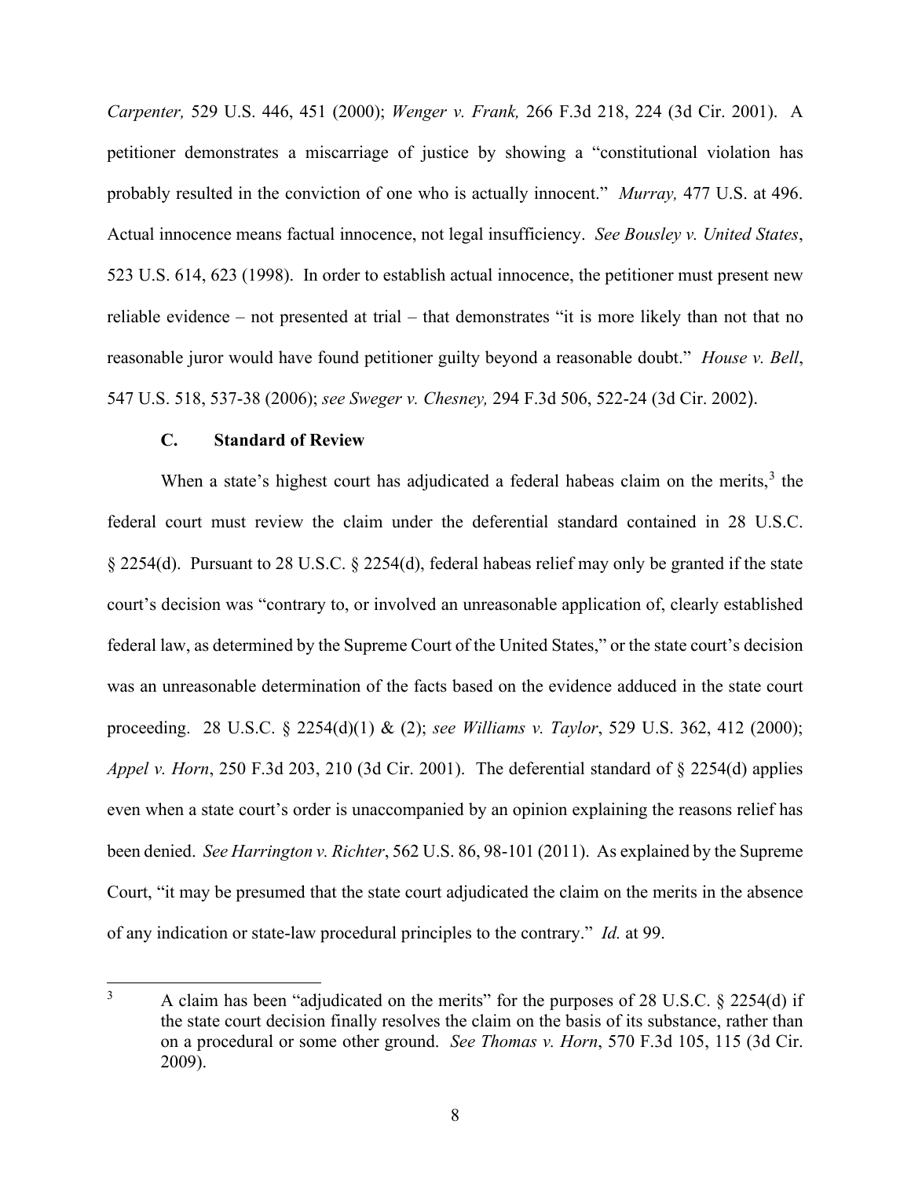*Carpenter,* 529 U.S. 446, 451 (2000); *Wenger v. Frank,* 266 F.3d 218, 224 (3d Cir. 2001). A petitioner demonstrates a miscarriage of justice by showing a "constitutional violation has probably resulted in the conviction of one who is actually innocent." *Murray,* 477 U.S. at 496. Actual innocence means factual innocence, not legal insufficiency. *See Bousley v. United States*, 523 U.S. 614, 623 (1998). In order to establish actual innocence, the petitioner must present new reliable evidence – not presented at trial – that demonstrates "it is more likely than not that no reasonable juror would have found petitioner guilty beyond a reasonable doubt." *House v. Bell*, 547 U.S. 518, 537-38 (2006); *see Sweger v. Chesney,* 294 F.3d 506, 522-24 (3d Cir. 2002).

### C. Standard of Review

When a state's highest court has adjudicated a federal habeas claim on the merits,[3] the federal court must review the claim under the deferential standard contained in 28 U.S.C. § 2254(d). Pursuant to 28 U.S.C. § 2254(d), federal habeas relief may only be granted if the state court's decision was "contrary to, or involved an unreasonable application of, clearly established federal law, as determined by the Supreme Court of the United States," or the state court's decision was an unreasonable determination of the facts based on the evidence adduced in the state court proceeding. 28 U.S.C. § 2254(d)(1) & (2); *see Williams v. Taylor*, 529 U.S. 362, 412 (2000); *Appel v. Horn*, 250 F.3d 203, 210 (3d Cir. 2001). The deferential standard of § 2254(d) applies even when a state court's order is unaccompanied by an opinion explaining the reasons relief has been denied. *See Harrington v. Richter*, 562 U.S. 86, 98-101 (2011). As explained by the Supreme Court, "it may be presumed that the state court adjudicated the claim on the merits in the absence of any indication or state-law procedural principles to the contrary." *Id.* at 99.

---

[3] A claim has been "adjudicated on the merits" for the purposes of 28 U.S.C. § 2254(d) if the state court decision finally resolves the claim on the basis of its substance, rather than on a procedural or some other ground. *See Thomas v. Horn*, 570 F.3d 105, 115 (3d Cir. 2009).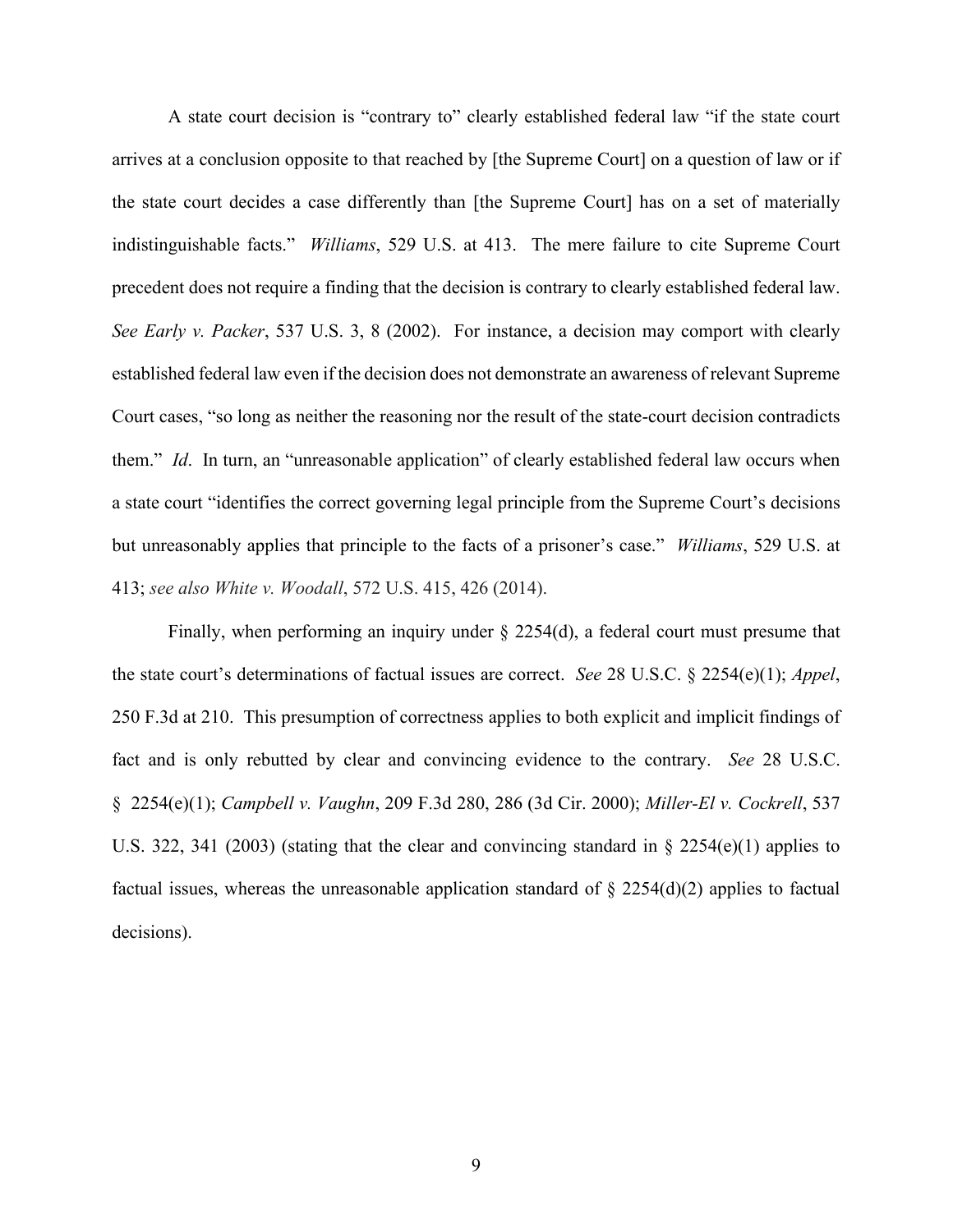A state court decision is "contrary to" clearly established federal law "if the state court arrives at a conclusion opposite to that reached by [the Supreme Court] on a question of law or if the state court decides a case differently than [the Supreme Court] has on a set of materially indistinguishable facts." *Williams*, 529 U.S. at 413. The mere failure to cite Supreme Court precedent does not require a finding that the decision is contrary to clearly established federal law. *See Early v. Packer*, 537 U.S. 3, 8 (2002). For instance, a decision may comport with clearly established federal law even if the decision does not demonstrate an awareness of relevant Supreme Court cases, "so long as neither the reasoning nor the result of the state-court decision contradicts them." *Id*. In turn, an "unreasonable application" of clearly established federal law occurs when a state court "identifies the correct governing legal principle from the Supreme Court's decisions but unreasonably applies that principle to the facts of a prisoner's case." *Williams*, 529 U.S. at 413; *see also White v. Woodall*, 572 U.S. 415, 426 (2014).

Finally, when performing an inquiry under § 2254(d), a federal court must presume that the state court's determinations of factual issues are correct. *See* 28 U.S.C. § 2254(e)(1); *Appel*, 250 F.3d at 210. This presumption of correctness applies to both explicit and implicit findings of fact and is only rebutted by clear and convincing evidence to the contrary. *See* 28 U.S.C. § 2254(e)(1); *Campbell v. Vaughn*, 209 F.3d 280, 286 (3d Cir. 2000); *Miller-El v. Cockrell*, 537 U.S. 322, 341 (2003) (stating that the clear and convincing standard in § 2254(e)(1) applies to factual issues, whereas the unreasonable application standard of § 2254(d)(2) applies to factual decisions).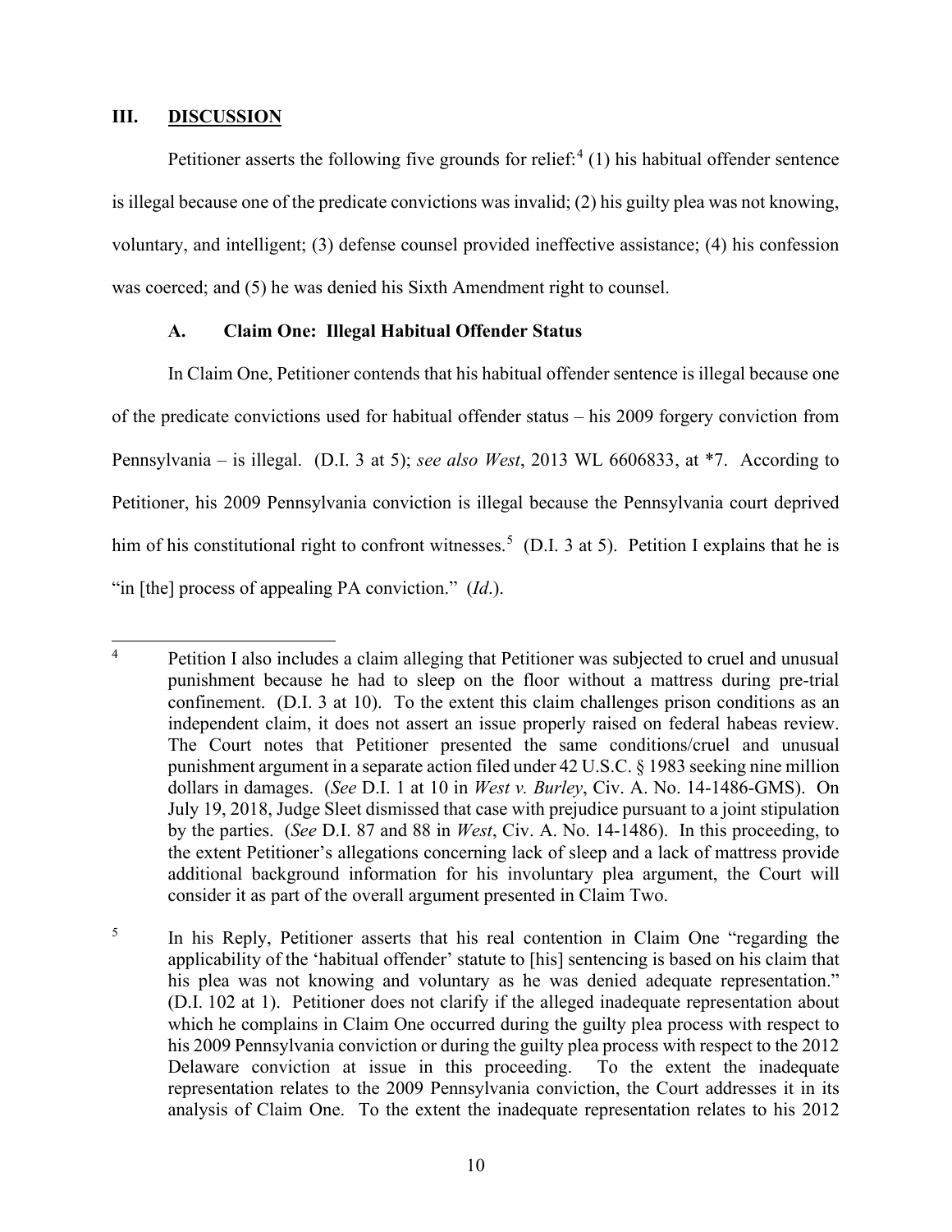## III. DISCUSSION

Petitioner asserts the following five grounds for relief:[4] (1) his habitual offender sentence is illegal because one of the predicate convictions was invalid; (2) his guilty plea was not knowing, voluntary, and intelligent; (3) defense counsel provided ineffective assistance; (4) his confession was coerced; and (5) he was denied his Sixth Amendment right to counsel.

### A. Claim One: Illegal Habitual Offender Status

In Claim One, Petitioner contends that his habitual offender sentence is illegal because one of the predicate convictions used for habitual offender status – his 2009 forgery conviction from Pennsylvania – is illegal. (D.I. 3 at 5); *see also West*, 2013 WL 6606833, at *7. According to Petitioner, his 2009 Pennsylvania conviction is illegal because the Pennsylvania court deprived him of his constitutional right to confront witnesses.[5] (D.I. 3 at 5). Petition I explains that he is "in [the] process of appealing PA conviction." (*Id*.).

---

[4] Petition I also includes a claim alleging that Petitioner was subjected to cruel and unusual punishment because he had to sleep on the floor without a mattress during pre-trial confinement. (D.I. 3 at 10). To the extent this claim challenges prison conditions as an independent claim, it does not assert an issue properly raised on federal habeas review. The Court notes that Petitioner presented the same conditions/cruel and unusual punishment argument in a separate action filed under 42 U.S.C. § 1983 seeking nine million dollars in damages. (*See* D.I. 1 at 10 in *West v. Burley*, Civ. A. No. 14-1486-GMS). On July 19, 2018, Judge Sleet dismissed that case with prejudice pursuant to a joint stipulation by the parties. (*See* D.I. 87 and 88 in *West*, Civ. A. No. 14-1486). In this proceeding, to the extent Petitioner's allegations concerning lack of sleep and a lack of mattress provide additional background information for his involuntary plea argument, the Court will consider it as part of the overall argument presented in Claim Two.

[5] In his Reply, Petitioner asserts that his real contention in Claim One "regarding the applicability of the 'habitual offender' statute to [his] sentencing is based on his claim that his plea was not knowing and voluntary as he was denied adequate representation." (D.I. 102 at 1). Petitioner does not clarify if the alleged inadequate representation about which he complains in Claim One occurred during the guilty plea process with respect to his 2009 Pennsylvania conviction or during the guilty plea process with respect to the 2012 Delaware conviction at issue in this proceeding. To the extent the inadequate representation relates to the 2009 Pennsylvania conviction, the Court addresses it in its analysis of Claim One. To the extent the inadequate representation relates to his 2012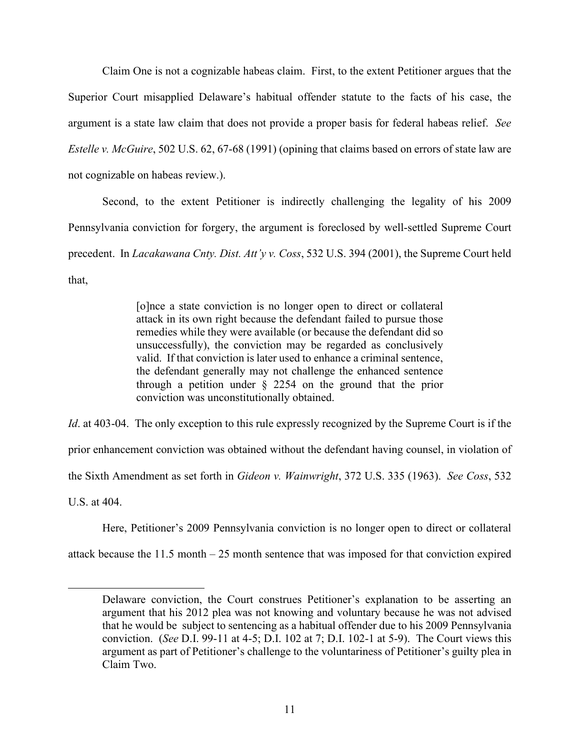Claim One is not a cognizable habeas claim. First, to the extent Petitioner argues that the Superior Court misapplied Delaware's habitual offender statute to the facts of his case, the argument is a state law claim that does not provide a proper basis for federal habeas relief. *See Estelle v. McGuire*, 502 U.S. 62, 67-68 (1991) (opining that claims based on errors of state law are not cognizable on habeas review.).

Second, to the extent Petitioner is indirectly challenging the legality of his 2009 Pennsylvania conviction for forgery, the argument is foreclosed by well-settled Supreme Court precedent. In *Lacakawana Cnty. Dist. Att'y v. Coss*, 532 U.S. 394 (2001), the Supreme Court held that,

> [o]nce a state conviction is no longer open to direct or collateral attack in its own right because the defendant failed to pursue those remedies while they were available (or because the defendant did so unsuccessfully), the conviction may be regarded as conclusively valid. If that conviction is later used to enhance a criminal sentence, the defendant generally may not challenge the enhanced sentence through a petition under § 2254 on the ground that the prior conviction was unconstitutionally obtained.

*Id*. at 403-04. The only exception to this rule expressly recognized by the Supreme Court is if the prior enhancement conviction was obtained without the defendant having counsel, in violation of the Sixth Amendment as set forth in *Gideon v. Wainwright*, 372 U.S. 335 (1963). *See Coss*, 532 U.S. at 404.

Here, Petitioner's 2009 Pennsylvania conviction is no longer open to direct or collateral attack because the 11.5 month – 25 month sentence that was imposed for that conviction expired

---

Delaware conviction, the Court construes Petitioner's explanation to be asserting an argument that his 2012 plea was not knowing and voluntary because he was not advised that he would be subject to sentencing as a habitual offender due to his 2009 Pennsylvania conviction. (*See* D.I. 99-11 at 4-5; D.I. 102 at 7; D.I. 102-1 at 5-9). The Court views this argument as part of Petitioner's challenge to the voluntariness of Petitioner's guilty plea in Claim Two.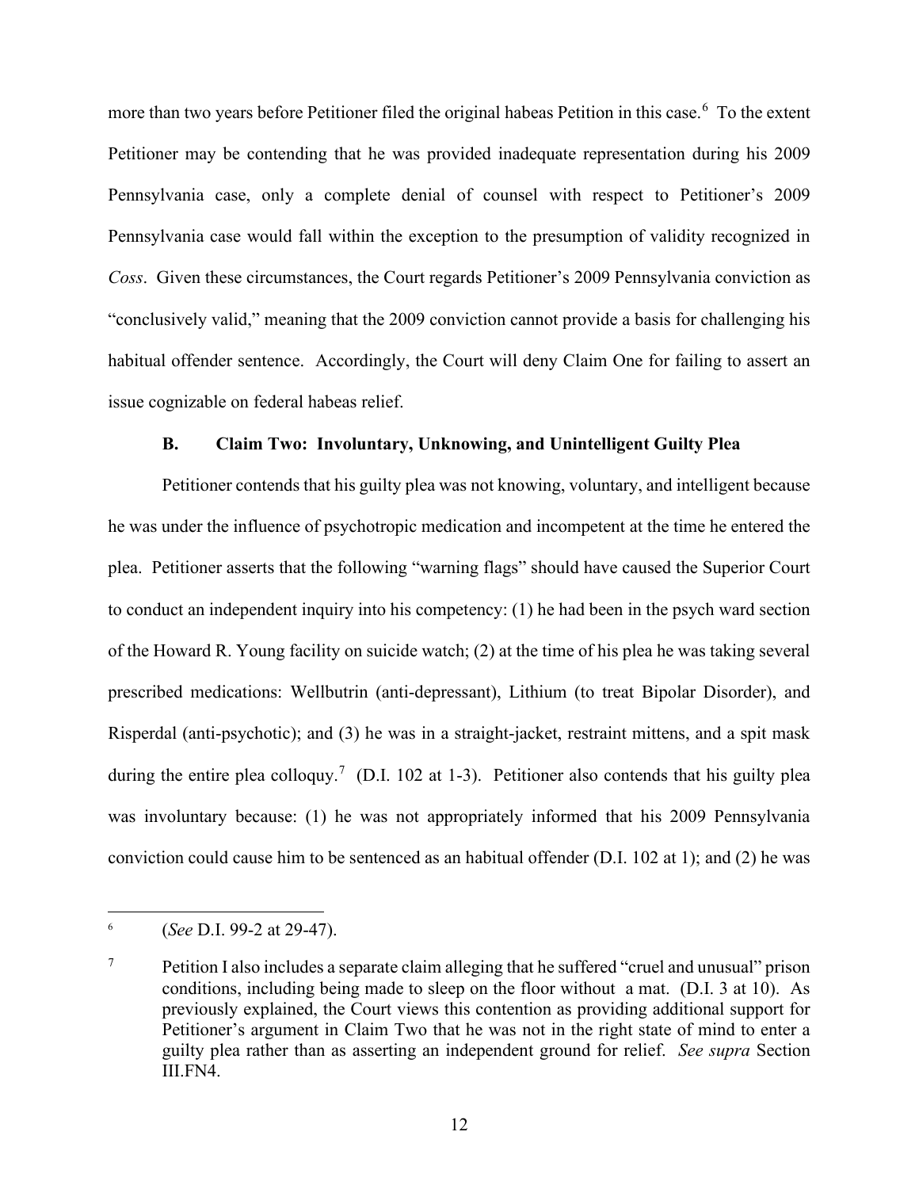more than two years before Petitioner filed the original habeas Petition in this case.[6] To the extent Petitioner may be contending that he was provided inadequate representation during his 2009 Pennsylvania case, only a complete denial of counsel with respect to Petitioner's 2009 Pennsylvania case would fall within the exception to the presumption of validity recognized in *Coss*. Given these circumstances, the Court regards Petitioner's 2009 Pennsylvania conviction as "conclusively valid," meaning that the 2009 conviction cannot provide a basis for challenging his habitual offender sentence. Accordingly, the Court will deny Claim One for failing to assert an issue cognizable on federal habeas relief.

### B. Claim Two: Involuntary, Unknowing, and Unintelligent Guilty Plea

Petitioner contends that his guilty plea was not knowing, voluntary, and intelligent because he was under the influence of psychotropic medication and incompetent at the time he entered the plea. Petitioner asserts that the following "warning flags" should have caused the Superior Court to conduct an independent inquiry into his competency: (1) he had been in the psych ward section of the Howard R. Young facility on suicide watch; (2) at the time of his plea he was taking several prescribed medications: Wellbutrin (anti-depressant), Lithium (to treat Bipolar Disorder), and Risperdal (anti-psychotic); and (3) he was in a straight-jacket, restraint mittens, and a spit mask during the entire plea colloquy.[7] (D.I. 102 at 1-3). Petitioner also contends that his guilty plea was involuntary because: (1) he was not appropriately informed that his 2009 Pennsylvania conviction could cause him to be sentenced as an habitual offender (D.I. 102 at 1); and (2) he was

---

[6] (*See* D.I. 99-2 at 29-47).

[7] Petition I also includes a separate claim alleging that he suffered "cruel and unusual" prison conditions, including being made to sleep on the floor without a mat. (D.I. 3 at 10). As previously explained, the Court views this contention as providing additional support for Petitioner's argument in Claim Two that he was not in the right state of mind to enter a guilty plea rather than as asserting an independent ground for relief. *See supra* Section III.FN4.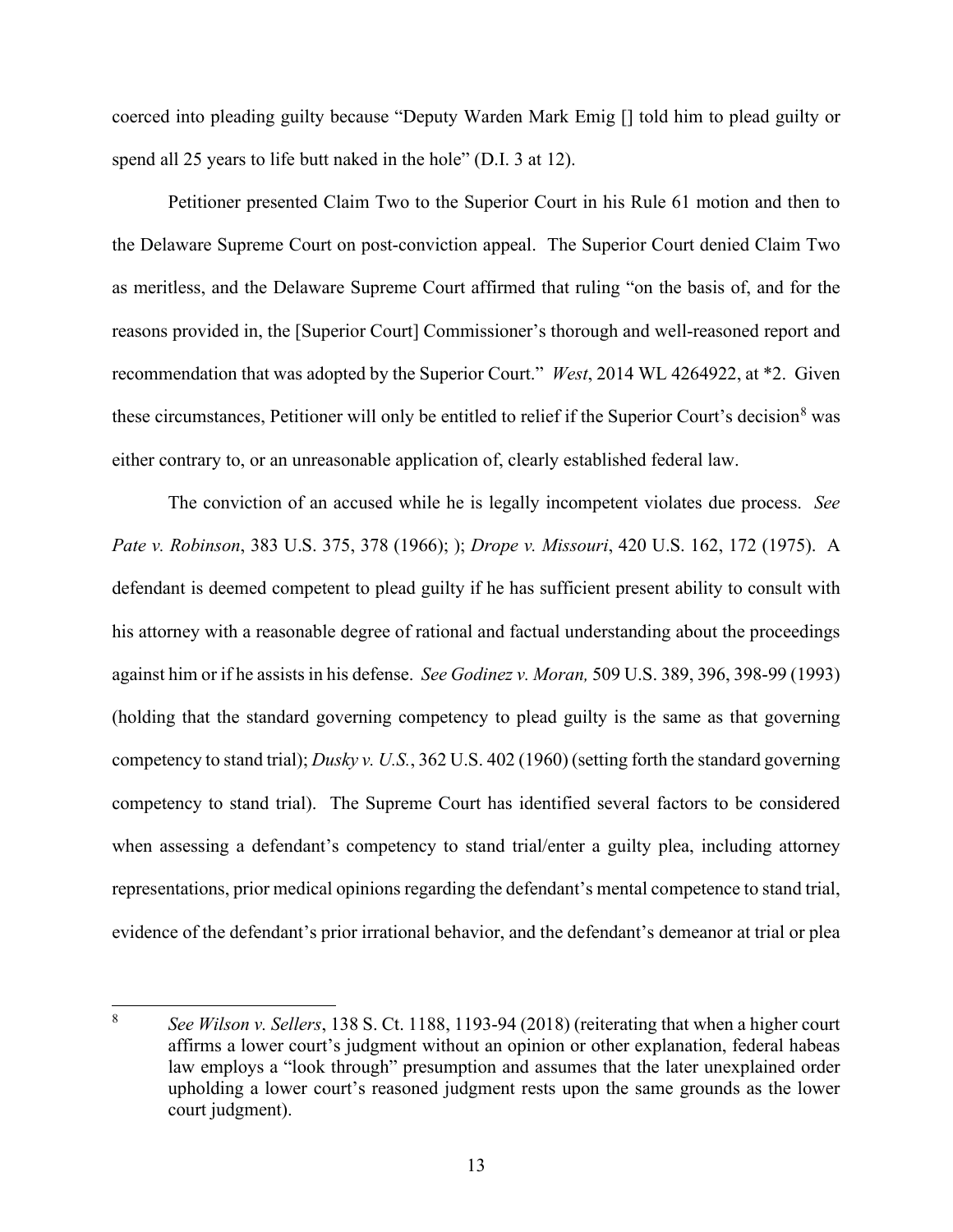coerced into pleading guilty because "Deputy Warden Mark Emig [] told him to plead guilty or spend all 25 years to life butt naked in the hole" (D.I. 3 at 12).

Petitioner presented Claim Two to the Superior Court in his Rule 61 motion and then to the Delaware Supreme Court on post-conviction appeal. The Superior Court denied Claim Two as meritless, and the Delaware Supreme Court affirmed that ruling "on the basis of, and for the reasons provided in, the [Superior Court] Commissioner's thorough and well-reasoned report and recommendation that was adopted by the Superior Court." *West*, 2014 WL 4264922, at *2. Given these circumstances, Petitioner will only be entitled to relief if the Superior Court's decision[8] was either contrary to, or an unreasonable application of, clearly established federal law.

The conviction of an accused while he is legally incompetent violates due process. *See Pate v. Robinson*, 383 U.S. 375, 378 (1966); ); *Drope v. Missouri*, 420 U.S. 162, 172 (1975). A defendant is deemed competent to plead guilty if he has sufficient present ability to consult with his attorney with a reasonable degree of rational and factual understanding about the proceedings against him or if he assists in his defense. *See Godinez v. Moran,* 509 U.S. 389, 396, 398-99 (1993) (holding that the standard governing competency to plead guilty is the same as that governing competency to stand trial); *Dusky v. U.S.*, 362 U.S. 402 (1960) (setting forth the standard governing competency to stand trial). The Supreme Court has identified several factors to be considered when assessing a defendant's competency to stand trial/enter a guilty plea, including attorney representations, prior medical opinions regarding the defendant's mental competence to stand trial, evidence of the defendant's prior irrational behavior, and the defendant's demeanor at trial or plea

---

[8] *See Wilson v. Sellers*, 138 S. Ct. 1188, 1193-94 (2018) (reiterating that when a higher court affirms a lower court's judgment without an opinion or other explanation, federal habeas law employs a "look through" presumption and assumes that the later unexplained order upholding a lower court's reasoned judgment rests upon the same grounds as the lower court judgment).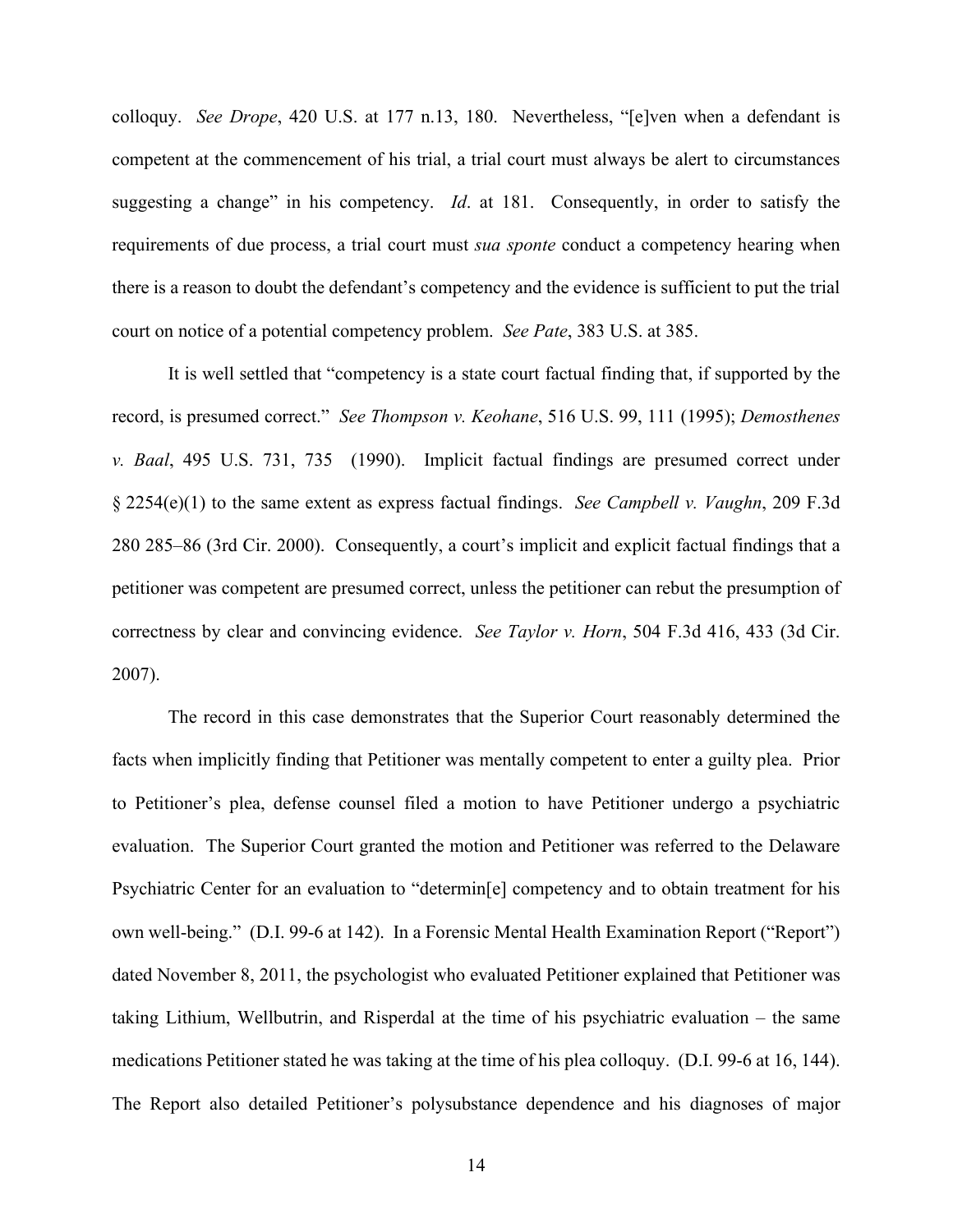colloquy. *See Drope*, 420 U.S. at 177 n.13, 180. Nevertheless, "[e]ven when a defendant is competent at the commencement of his trial, a trial court must always be alert to circumstances suggesting a change" in his competency. *Id*. at 181. Consequently, in order to satisfy the requirements of due process, a trial court must *sua sponte* conduct a competency hearing when there is a reason to doubt the defendant's competency and the evidence is sufficient to put the trial court on notice of a potential competency problem. *See Pate*, 383 U.S. at 385.

It is well settled that "competency is a state court factual finding that, if supported by the record, is presumed correct." *See Thompson v. Keohane*, 516 U.S. 99, 111 (1995); *Demosthenes v. Baal*, 495 U.S. 731, 735 (1990). Implicit factual findings are presumed correct under § 2254(e)(1) to the same extent as express factual findings. *See Campbell v. Vaughn*, 209 F.3d 280 285–86 (3rd Cir. 2000). Consequently, a court's implicit and explicit factual findings that a petitioner was competent are presumed correct, unless the petitioner can rebut the presumption of correctness by clear and convincing evidence. *See Taylor v. Horn*, 504 F.3d 416, 433 (3d Cir. 2007).

The record in this case demonstrates that the Superior Court reasonably determined the facts when implicitly finding that Petitioner was mentally competent to enter a guilty plea. Prior to Petitioner's plea, defense counsel filed a motion to have Petitioner undergo a psychiatric evaluation. The Superior Court granted the motion and Petitioner was referred to the Delaware Psychiatric Center for an evaluation to "determin[e] competency and to obtain treatment for his own well-being." (D.I. 99-6 at 142). In a Forensic Mental Health Examination Report ("Report") dated November 8, 2011, the psychologist who evaluated Petitioner explained that Petitioner was taking Lithium, Wellbutrin, and Risperdal at the time of his psychiatric evaluation – the same medications Petitioner stated he was taking at the time of his plea colloquy. (D.I. 99-6 at 16, 144). The Report also detailed Petitioner's polysubstance dependence and his diagnoses of major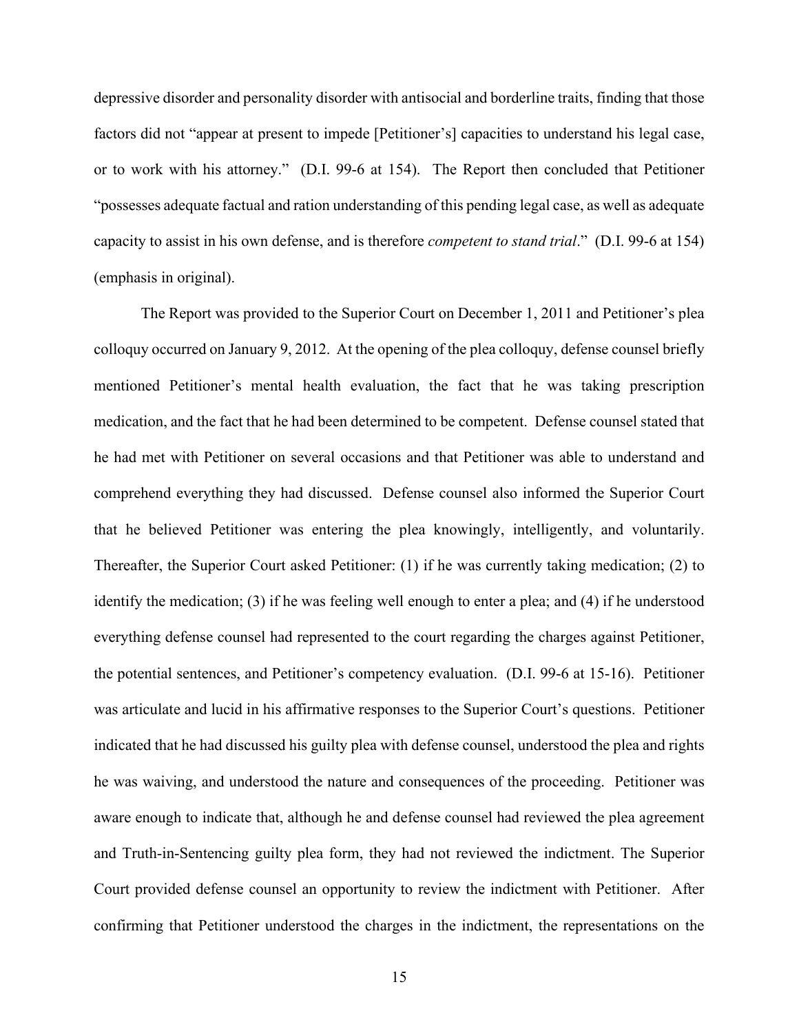depressive disorder and personality disorder with antisocial and borderline traits, finding that those factors did not "appear at present to impede [Petitioner's] capacities to understand his legal case, or to work with his attorney." (D.I. 99-6 at 154). The Report then concluded that Petitioner "possesses adequate factual and ration understanding of this pending legal case, as well as adequate capacity to assist in his own defense, and is therefore *competent to stand trial*." (D.I. 99-6 at 154) (emphasis in original).

The Report was provided to the Superior Court on December 1, 2011 and Petitioner's plea colloquy occurred on January 9, 2012. At the opening of the plea colloquy, defense counsel briefly mentioned Petitioner's mental health evaluation, the fact that he was taking prescription medication, and the fact that he had been determined to be competent. Defense counsel stated that he had met with Petitioner on several occasions and that Petitioner was able to understand and comprehend everything they had discussed. Defense counsel also informed the Superior Court that he believed Petitioner was entering the plea knowingly, intelligently, and voluntarily. Thereafter, the Superior Court asked Petitioner: (1) if he was currently taking medication; (2) to identify the medication; (3) if he was feeling well enough to enter a plea; and (4) if he understood everything defense counsel had represented to the court regarding the charges against Petitioner, the potential sentences, and Petitioner's competency evaluation. (D.I. 99-6 at 15-16). Petitioner was articulate and lucid in his affirmative responses to the Superior Court's questions. Petitioner indicated that he had discussed his guilty plea with defense counsel, understood the plea and rights he was waiving, and understood the nature and consequences of the proceeding. Petitioner was aware enough to indicate that, although he and defense counsel had reviewed the plea agreement and Truth-in-Sentencing guilty plea form, they had not reviewed the indictment. The Superior Court provided defense counsel an opportunity to review the indictment with Petitioner. After confirming that Petitioner understood the charges in the indictment, the representations on the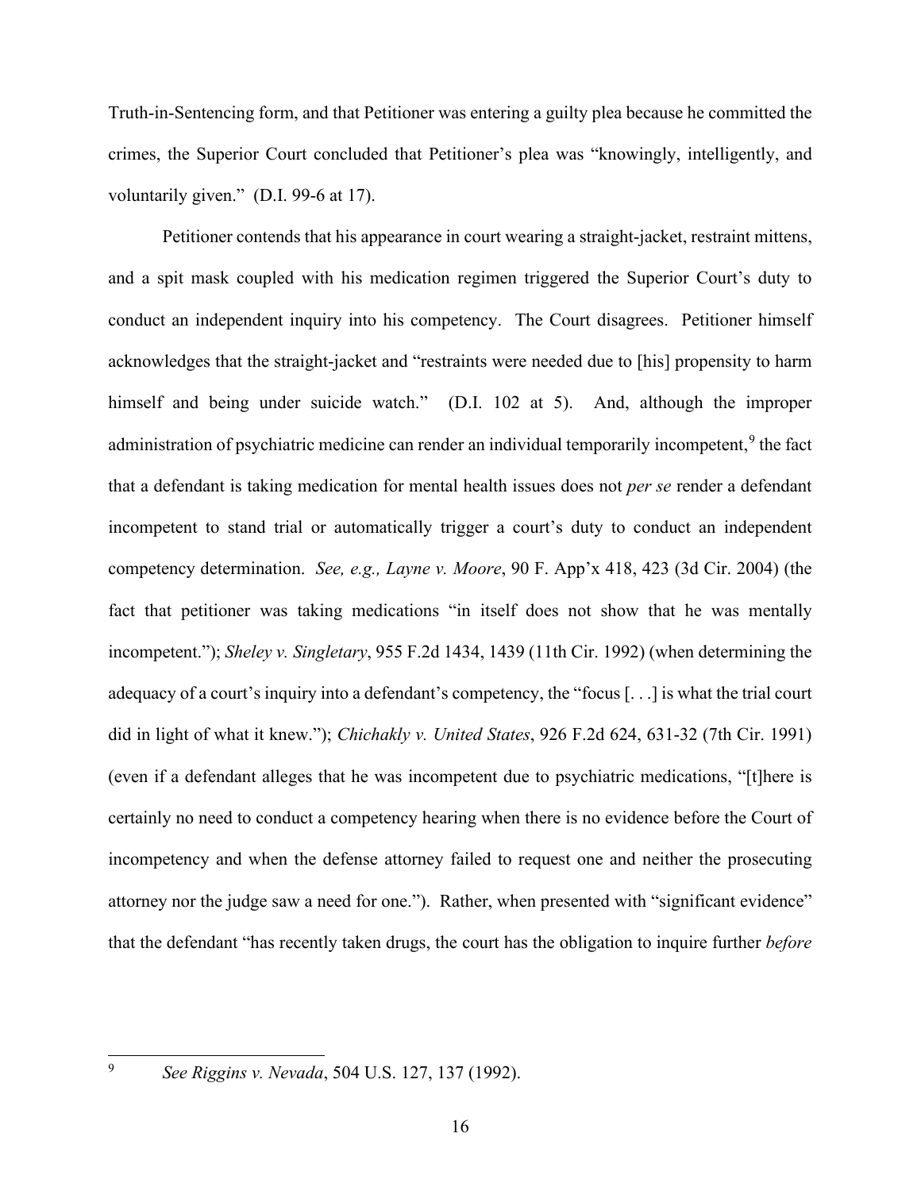Truth-in-Sentencing form, and that Petitioner was entering a guilty plea because he committed the crimes, the Superior Court concluded that Petitioner's plea was "knowingly, intelligently, and voluntarily given." (D.I. 99-6 at 17).

Petitioner contends that his appearance in court wearing a straight-jacket, restraint mittens, and a spit mask coupled with his medication regimen triggered the Superior Court's duty to conduct an independent inquiry into his competency. The Court disagrees. Petitioner himself acknowledges that the straight-jacket and "restraints were needed due to [his] propensity to harm himself and being under suicide watch." (D.I. 102 at 5). And, although the improper administration of psychiatric medicine can render an individual temporarily incompetent,[9] the fact that a defendant is taking medication for mental health issues does not *per se* render a defendant incompetent to stand trial or automatically trigger a court's duty to conduct an independent competency determination. *See, e.g., Layne v. Moore*, 90 F. App'x 418, 423 (3d Cir. 2004) (the fact that petitioner was taking medications "in itself does not show that he was mentally incompetent."); *Sheley v. Singletary*, 955 F.2d 1434, 1439 (11th Cir. 1992) (when determining the adequacy of a court's inquiry into a defendant's competency, the "focus [. . .] is what the trial court did in light of what it knew."); *Chichakly v. United States*, 926 F.2d 624, 631-32 (7th Cir. 1991) (even if a defendant alleges that he was incompetent due to psychiatric medications, "[t]here is certainly no need to conduct a competency hearing when there is no evidence before the Court of incompetency and when the defense attorney failed to request one and neither the prosecuting attorney nor the judge saw a need for one."). Rather, when presented with "significant evidence" that the defendant "has recently taken drugs, the court has the obligation to inquire further *before*

---

[9] *See Riggins v. Nevada*, 504 U.S. 127, 137 (1992).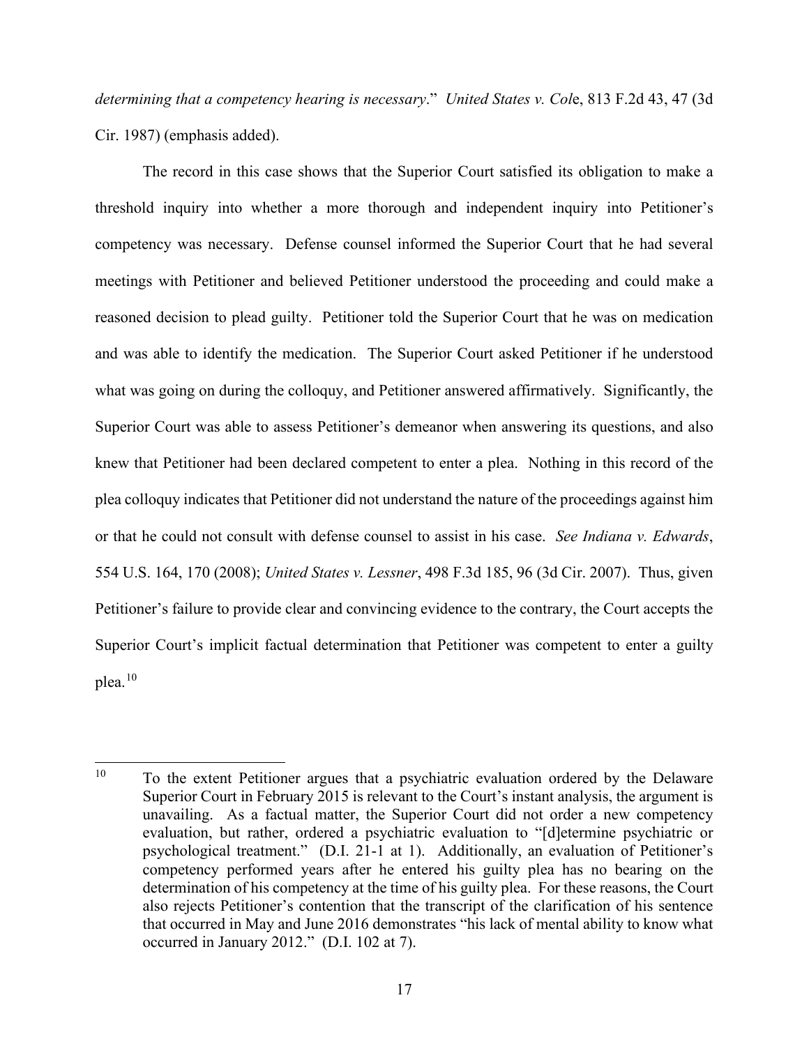*determining that a competency hearing is necessary*." *United States v. Col*e, 813 F.2d 43, 47 (3d Cir. 1987) (emphasis added).

The record in this case shows that the Superior Court satisfied its obligation to make a threshold inquiry into whether a more thorough and independent inquiry into Petitioner's competency was necessary. Defense counsel informed the Superior Court that he had several meetings with Petitioner and believed Petitioner understood the proceeding and could make a reasoned decision to plead guilty. Petitioner told the Superior Court that he was on medication and was able to identify the medication. The Superior Court asked Petitioner if he understood what was going on during the colloquy, and Petitioner answered affirmatively. Significantly, the Superior Court was able to assess Petitioner's demeanor when answering its questions, and also knew that Petitioner had been declared competent to enter a plea. Nothing in this record of the plea colloquy indicates that Petitioner did not understand the nature of the proceedings against him or that he could not consult with defense counsel to assist in his case. *See Indiana v. Edwards*, 554 U.S. 164, 170 (2008); *United States v. Lessner*, 498 F.3d 185, 96 (3d Cir. 2007). Thus, given Petitioner's failure to provide clear and convincing evidence to the contrary, the Court accepts the Superior Court's implicit factual determination that Petitioner was competent to enter a guilty plea.[10]

---

[10] To the extent Petitioner argues that a psychiatric evaluation ordered by the Delaware Superior Court in February 2015 is relevant to the Court's instant analysis, the argument is unavailing. As a factual matter, the Superior Court did not order a new competency evaluation, but rather, ordered a psychiatric evaluation to "[d]etermine psychiatric or psychological treatment." (D.I. 21-1 at 1). Additionally, an evaluation of Petitioner's competency performed years after he entered his guilty plea has no bearing on the determination of his competency at the time of his guilty plea. For these reasons, the Court also rejects Petitioner's contention that the transcript of the clarification of his sentence that occurred in May and June 2016 demonstrates "his lack of mental ability to know what occurred in January 2012." (D.I. 102 at 7).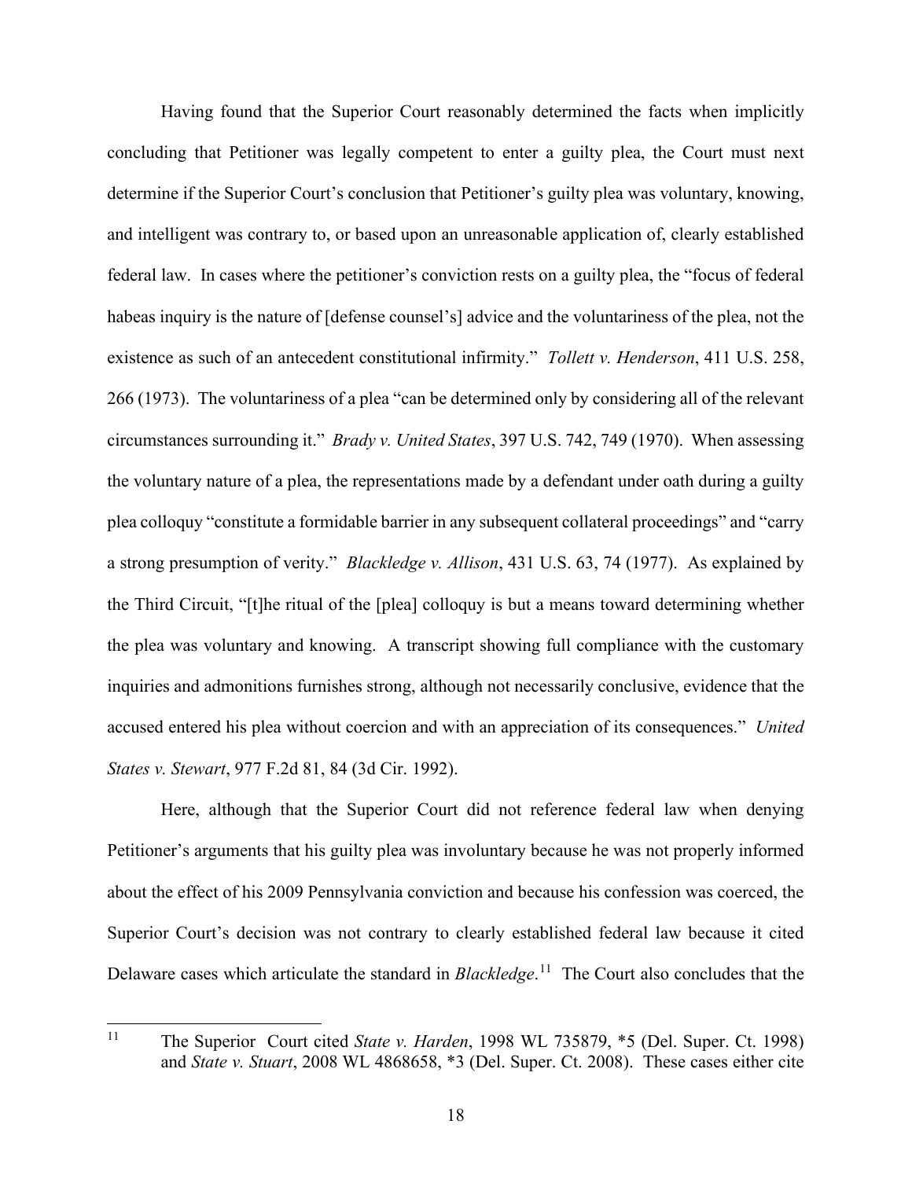Having found that the Superior Court reasonably determined the facts when implicitly concluding that Petitioner was legally competent to enter a guilty plea, the Court must next determine if the Superior Court's conclusion that Petitioner's guilty plea was voluntary, knowing, and intelligent was contrary to, or based upon an unreasonable application of, clearly established federal law. In cases where the petitioner's conviction rests on a guilty plea, the "focus of federal habeas inquiry is the nature of [defense counsel's] advice and the voluntariness of the plea, not the existence as such of an antecedent constitutional infirmity." *Tollett v. Henderson*, 411 U.S. 258, 266 (1973). The voluntariness of a plea "can be determined only by considering all of the relevant circumstances surrounding it." *Brady v. United States*, 397 U.S. 742, 749 (1970). When assessing the voluntary nature of a plea, the representations made by a defendant under oath during a guilty plea colloquy "constitute a formidable barrier in any subsequent collateral proceedings" and "carry a strong presumption of verity." *Blackledge v. Allison*, 431 U.S. 63, 74 (1977). As explained by the Third Circuit, "[t]he ritual of the [plea] colloquy is but a means toward determining whether the plea was voluntary and knowing. A transcript showing full compliance with the customary inquiries and admonitions furnishes strong, although not necessarily conclusive, evidence that the accused entered his plea without coercion and with an appreciation of its consequences." *United States v. Stewart*, 977 F.2d 81, 84 (3d Cir. 1992).

Here, although that the Superior Court did not reference federal law when denying Petitioner's arguments that his guilty plea was involuntary because he was not properly informed about the effect of his 2009 Pennsylvania conviction and because his confession was coerced, the Superior Court's decision was not contrary to clearly established federal law because it cited Delaware cases which articulate the standard in *Blackledge*.[11] The Court also concludes that the

[11] The Superior Court cited *State v. Harden*, 1998 WL 735879, *5 (Del. Super. Ct. 1998) and *State v. Stuart*, 2008 WL 4868658, *3 (Del. Super. Ct. 2008). These cases either cite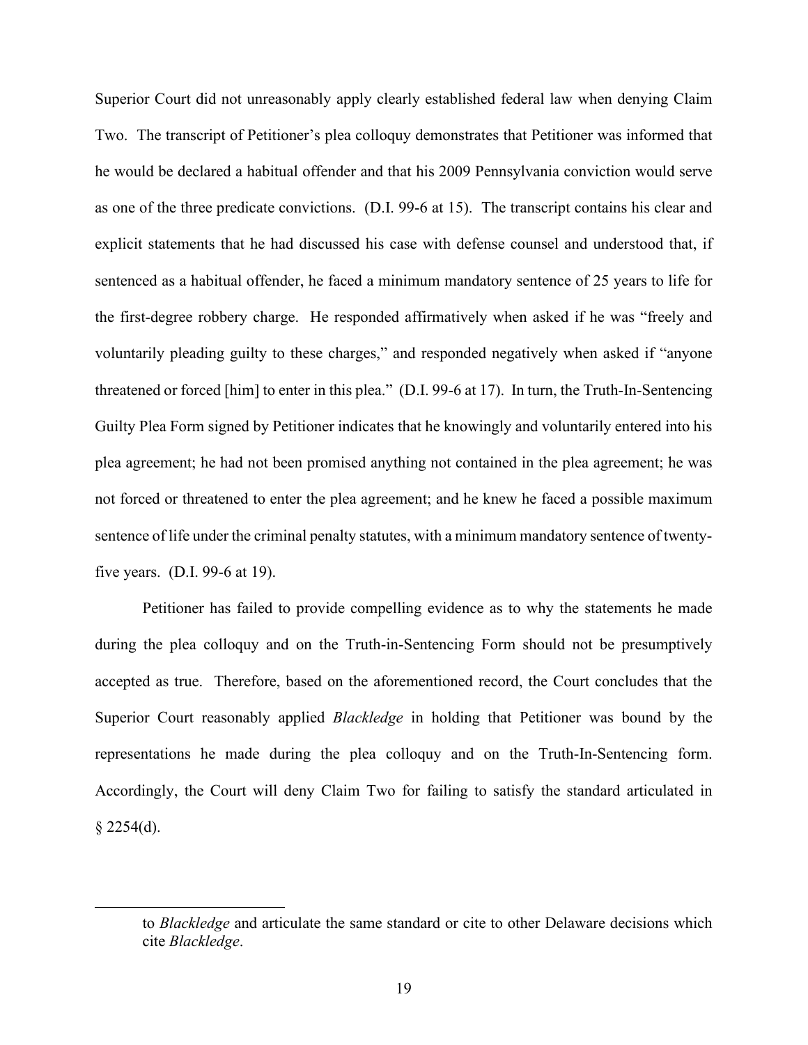Superior Court did not unreasonably apply clearly established federal law when denying Claim Two. The transcript of Petitioner's plea colloquy demonstrates that Petitioner was informed that he would be declared a habitual offender and that his 2009 Pennsylvania conviction would serve as one of the three predicate convictions. (D.I. 99-6 at 15). The transcript contains his clear and explicit statements that he had discussed his case with defense counsel and understood that, if sentenced as a habitual offender, he faced a minimum mandatory sentence of 25 years to life for the first-degree robbery charge. He responded affirmatively when asked if he was "freely and voluntarily pleading guilty to these charges," and responded negatively when asked if "anyone threatened or forced [him] to enter in this plea." (D.I. 99-6 at 17). In turn, the Truth-In-Sentencing Guilty Plea Form signed by Petitioner indicates that he knowingly and voluntarily entered into his plea agreement; he had not been promised anything not contained in the plea agreement; he was not forced or threatened to enter the plea agreement; and he knew he faced a possible maximum sentence of life under the criminal penalty statutes, with a minimum mandatory sentence of twenty-five years. (D.I. 99-6 at 19).

Petitioner has failed to provide compelling evidence as to why the statements he made during the plea colloquy and on the Truth-in-Sentencing Form should not be presumptively accepted as true. Therefore, based on the aforementioned record, the Court concludes that the Superior Court reasonably applied *Blackledge* in holding that Petitioner was bound by the representations he made during the plea colloquy and on the Truth-In-Sentencing form. Accordingly, the Court will deny Claim Two for failing to satisfy the standard articulated in § 2254(d).

---

to *Blackledge* and articulate the same standard or cite to other Delaware decisions which cite *Blackledge*.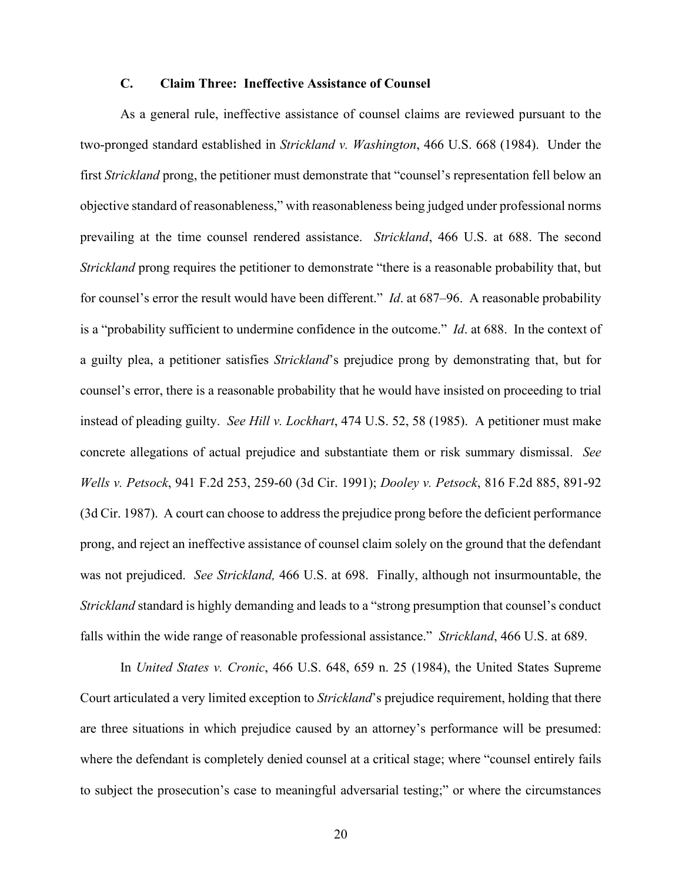### C. Claim Three: Ineffective Assistance of Counsel

As a general rule, ineffective assistance of counsel claims are reviewed pursuant to the two-pronged standard established in *Strickland v. Washington*, 466 U.S. 668 (1984). Under the first *Strickland* prong, the petitioner must demonstrate that "counsel's representation fell below an objective standard of reasonableness," with reasonableness being judged under professional norms prevailing at the time counsel rendered assistance. *Strickland*, 466 U.S. at 688. The second *Strickland* prong requires the petitioner to demonstrate "there is a reasonable probability that, but for counsel's error the result would have been different." *Id*. at 687–96. A reasonable probability is a "probability sufficient to undermine confidence in the outcome." *Id*. at 688. In the context of a guilty plea, a petitioner satisfies *Strickland*'s prejudice prong by demonstrating that, but for counsel's error, there is a reasonable probability that he would have insisted on proceeding to trial instead of pleading guilty. *See Hill v. Lockhart*, 474 U.S. 52, 58 (1985). A petitioner must make concrete allegations of actual prejudice and substantiate them or risk summary dismissal. *See Wells v. Petsock*, 941 F.2d 253, 259-60 (3d Cir. 1991); *Dooley v. Petsock*, 816 F.2d 885, 891-92 (3d Cir. 1987). A court can choose to address the prejudice prong before the deficient performance prong, and reject an ineffective assistance of counsel claim solely on the ground that the defendant was not prejudiced. *See Strickland,* 466 U.S. at 698. Finally, although not insurmountable, the *Strickland* standard is highly demanding and leads to a "strong presumption that counsel's conduct falls within the wide range of reasonable professional assistance." *Strickland*, 466 U.S. at 689.

In *United States v. Cronic*, 466 U.S. 648, 659 n. 25 (1984), the United States Supreme Court articulated a very limited exception to *Strickland*'s prejudice requirement, holding that there are three situations in which prejudice caused by an attorney's performance will be presumed: where the defendant is completely denied counsel at a critical stage; where "counsel entirely fails to subject the prosecution's case to meaningful adversarial testing;" or where the circumstances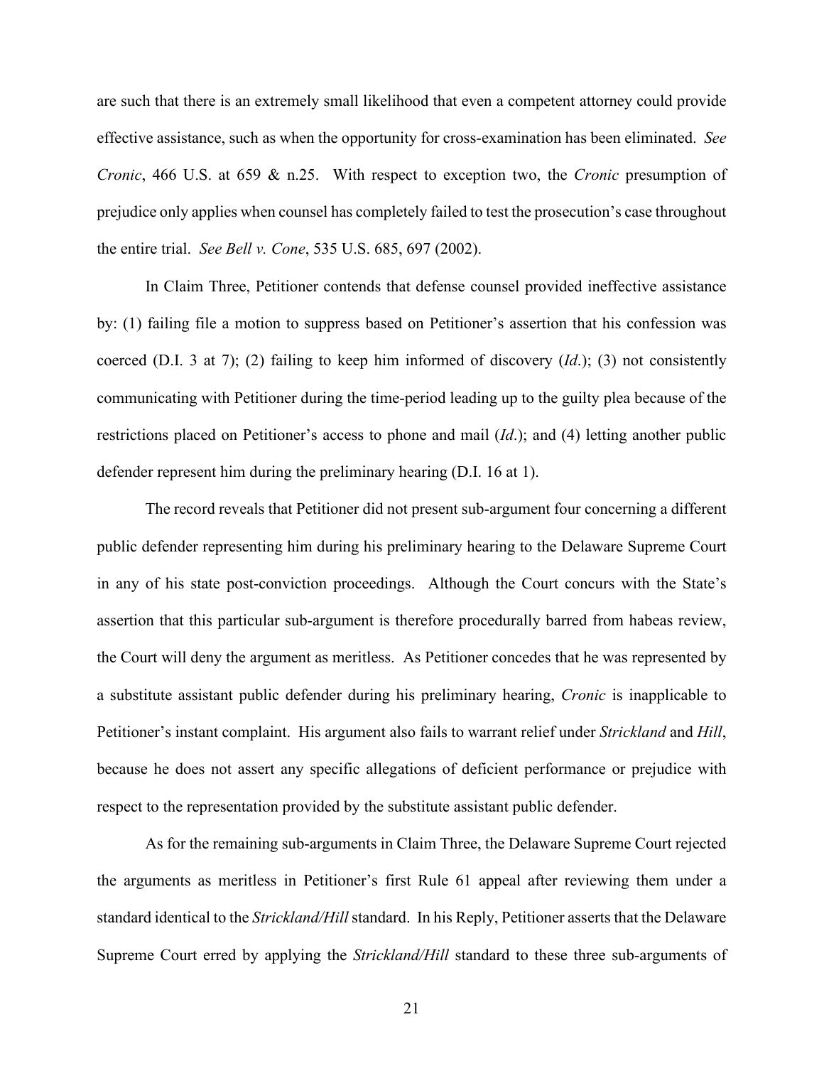are such that there is an extremely small likelihood that even a competent attorney could provide effective assistance, such as when the opportunity for cross-examination has been eliminated. *See Cronic*, 466 U.S. at 659 & n.25. With respect to exception two, the *Cronic* presumption of prejudice only applies when counsel has completely failed to test the prosecution's case throughout the entire trial. *See Bell v. Cone*, 535 U.S. 685, 697 (2002).

In Claim Three, Petitioner contends that defense counsel provided ineffective assistance by: (1) failing file a motion to suppress based on Petitioner's assertion that his confession was coerced (D.I. 3 at 7); (2) failing to keep him informed of discovery (*Id*.); (3) not consistently communicating with Petitioner during the time-period leading up to the guilty plea because of the restrictions placed on Petitioner's access to phone and mail (*Id*.); and (4) letting another public defender represent him during the preliminary hearing (D.I. 16 at 1).

The record reveals that Petitioner did not present sub-argument four concerning a different public defender representing him during his preliminary hearing to the Delaware Supreme Court in any of his state post-conviction proceedings. Although the Court concurs with the State's assertion that this particular sub-argument is therefore procedurally barred from habeas review, the Court will deny the argument as meritless. As Petitioner concedes that he was represented by a substitute assistant public defender during his preliminary hearing, *Cronic* is inapplicable to Petitioner's instant complaint. His argument also fails to warrant relief under *Strickland* and *Hill*, because he does not assert any specific allegations of deficient performance or prejudice with respect to the representation provided by the substitute assistant public defender.

As for the remaining sub-arguments in Claim Three, the Delaware Supreme Court rejected the arguments as meritless in Petitioner's first Rule 61 appeal after reviewing them under a standard identical to the *Strickland/Hill* standard. In his Reply, Petitioner asserts that the Delaware Supreme Court erred by applying the *Strickland/Hill* standard to these three sub-arguments of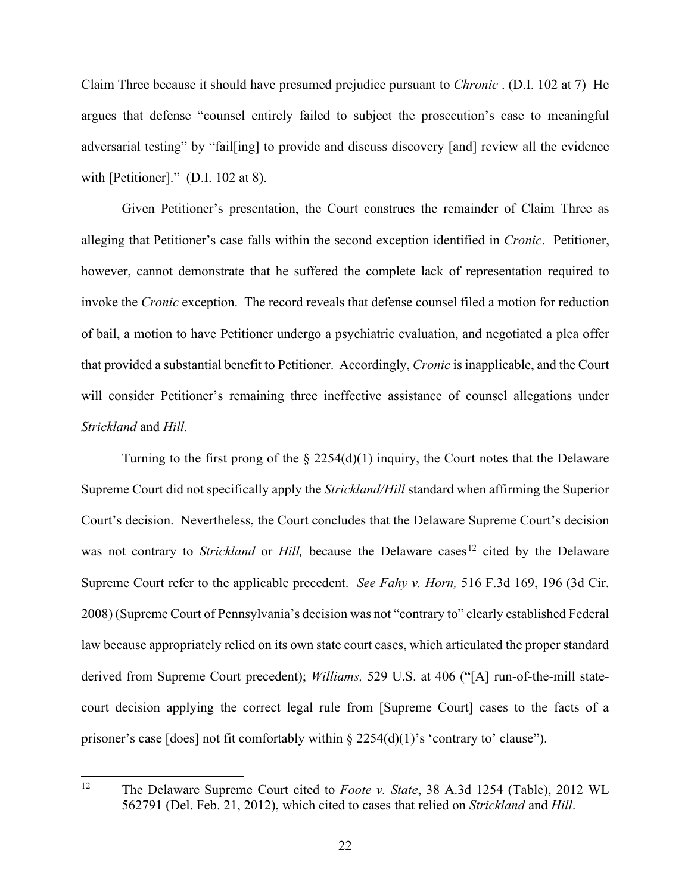Claim Three because it should have presumed prejudice pursuant to *Chronic* . (D.I. 102 at 7) He argues that defense "counsel entirely failed to subject the prosecution's case to meaningful adversarial testing" by "fail[ing] to provide and discuss discovery [and] review all the evidence with [Petitioner]." (D.I. 102 at 8).

Given Petitioner's presentation, the Court construes the remainder of Claim Three as alleging that Petitioner's case falls within the second exception identified in *Cronic*. Petitioner, however, cannot demonstrate that he suffered the complete lack of representation required to invoke the *Cronic* exception. The record reveals that defense counsel filed a motion for reduction of bail, a motion to have Petitioner undergo a psychiatric evaluation, and negotiated a plea offer that provided a substantial benefit to Petitioner. Accordingly, *Cronic* is inapplicable, and the Court will consider Petitioner's remaining three ineffective assistance of counsel allegations under *Strickland* and *Hill.*

Turning to the first prong of the § 2254(d)(1) inquiry, the Court notes that the Delaware Supreme Court did not specifically apply the *Strickland/Hill* standard when affirming the Superior Court's decision. Nevertheless, the Court concludes that the Delaware Supreme Court's decision was not contrary to *Strickland* or *Hill,* because the Delaware cases[12] cited by the Delaware Supreme Court refer to the applicable precedent. *See Fahy v. Horn,* 516 F.3d 169, 196 (3d Cir. 2008) (Supreme Court of Pennsylvania's decision was not "contrary to" clearly established Federal law because appropriately relied on its own state court cases, which articulated the proper standard derived from Supreme Court precedent); *Williams,* 529 U.S. at 406 ("[A] run-of-the-mill state-court decision applying the correct legal rule from [Supreme Court] cases to the facts of a prisoner's case [does] not fit comfortably within § 2254(d)(1)'s 'contrary to' clause").

[12] The Delaware Supreme Court cited to *Foote v. State*, 38 A.3d 1254 (Table), 2012 WL 562791 (Del. Feb. 21, 2012), which cited to cases that relied on *Strickland* and *Hill*.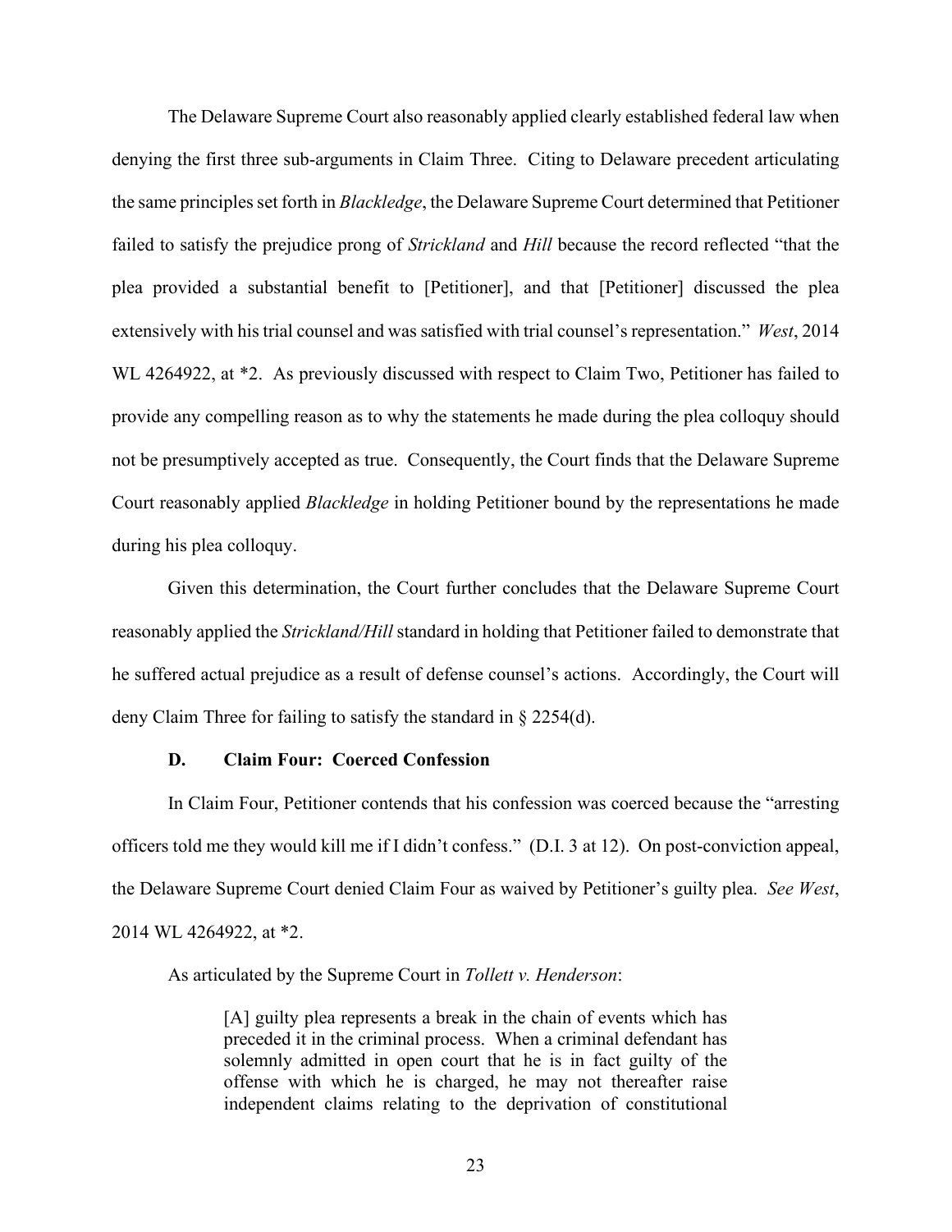The Delaware Supreme Court also reasonably applied clearly established federal law when denying the first three sub-arguments in Claim Three. Citing to Delaware precedent articulating the same principles set forth in *Blackledge*, the Delaware Supreme Court determined that Petitioner failed to satisfy the prejudice prong of *Strickland* and *Hill* because the record reflected "that the plea provided a substantial benefit to [Petitioner], and that [Petitioner] discussed the plea extensively with his trial counsel and was satisfied with trial counsel's representation." *West*, 2014 WL 4264922, at *2. As previously discussed with respect to Claim Two, Petitioner has failed to provide any compelling reason as to why the statements he made during the plea colloquy should not be presumptively accepted as true. Consequently, the Court finds that the Delaware Supreme Court reasonably applied *Blackledge* in holding Petitioner bound by the representations he made during his plea colloquy.

Given this determination, the Court further concludes that the Delaware Supreme Court reasonably applied the *Strickland/Hill* standard in holding that Petitioner failed to demonstrate that he suffered actual prejudice as a result of defense counsel's actions. Accordingly, the Court will deny Claim Three for failing to satisfy the standard in § 2254(d).

### D. Claim Four: Coerced Confession

In Claim Four, Petitioner contends that his confession was coerced because the "arresting officers told me they would kill me if I didn't confess." (D.I. 3 at 12). On post-conviction appeal, the Delaware Supreme Court denied Claim Four as waived by Petitioner's guilty plea. *See West*, 2014 WL 4264922, at *2.

As articulated by the Supreme Court in *Tollett v. Henderson*:

> [A] guilty plea represents a break in the chain of events which has preceded it in the criminal process. When a criminal defendant has solemnly admitted in open court that he is in fact guilty of the offense with which he is charged, he may not thereafter raise independent claims relating to the deprivation of constitutional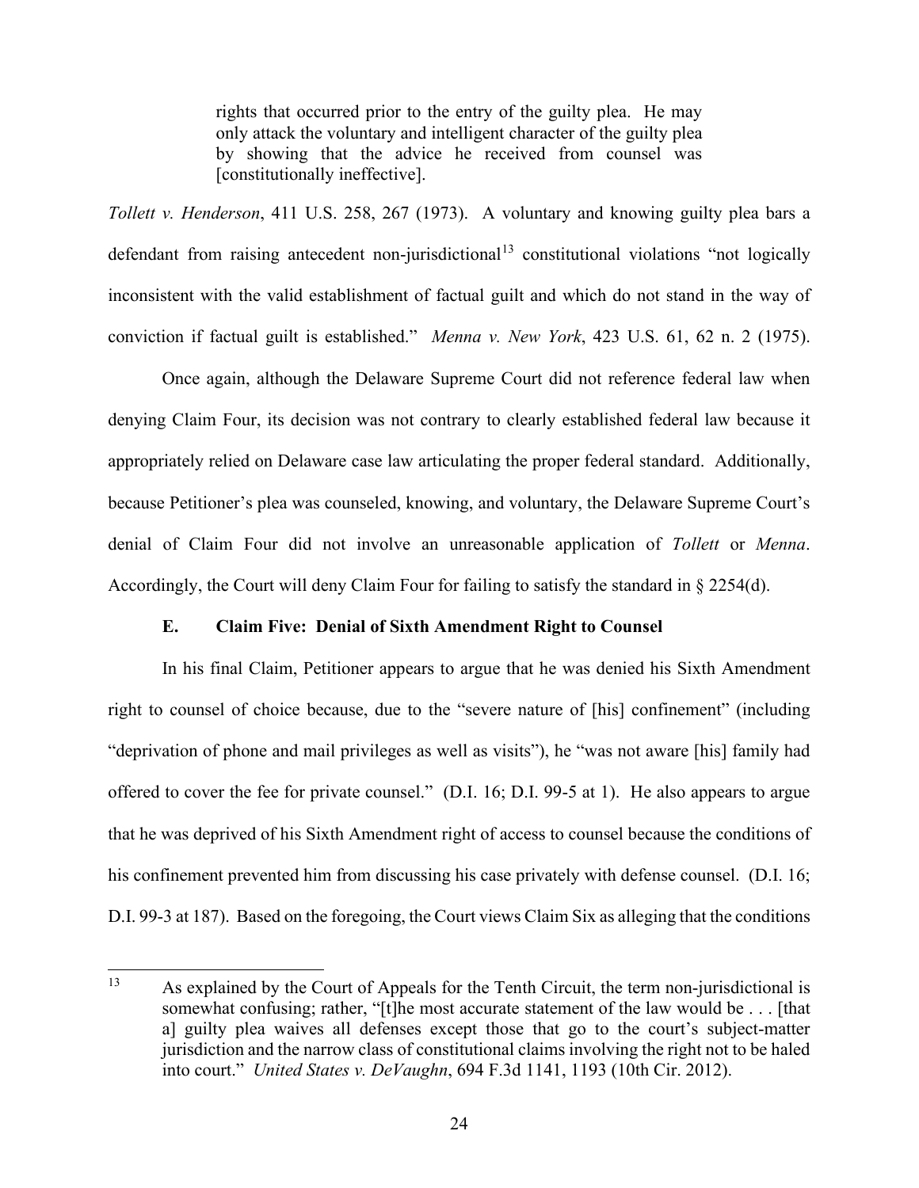> rights that occurred prior to the entry of the guilty plea. He may only attack the voluntary and intelligent character of the guilty plea by showing that the advice he received from counsel was [constitutionally ineffective].

*Tollett v. Henderson*, 411 U.S. 258, 267 (1973). A voluntary and knowing guilty plea bars a defendant from raising antecedent non-jurisdictional[13] constitutional violations "not logically inconsistent with the valid establishment of factual guilt and which do not stand in the way of conviction if factual guilt is established." *Menna v. New York*, 423 U.S. 61, 62 n. 2 (1975).

Once again, although the Delaware Supreme Court did not reference federal law when denying Claim Four, its decision was not contrary to clearly established federal law because it appropriately relied on Delaware case law articulating the proper federal standard. Additionally, because Petitioner's plea was counseled, knowing, and voluntary, the Delaware Supreme Court's denial of Claim Four did not involve an unreasonable application of *Tollett* or *Menna*. Accordingly, the Court will deny Claim Four for failing to satisfy the standard in § 2254(d).

### E. Claim Five: Denial of Sixth Amendment Right to Counsel

In his final Claim, Petitioner appears to argue that he was denied his Sixth Amendment right to counsel of choice because, due to the "severe nature of [his] confinement" (including "deprivation of phone and mail privileges as well as visits"), he "was not aware [his] family had offered to cover the fee for private counsel." (D.I. 16; D.I. 99-5 at 1). He also appears to argue that he was deprived of his Sixth Amendment right of access to counsel because the conditions of his confinement prevented him from discussing his case privately with defense counsel. (D.I. 16; D.I. 99-3 at 187). Based on the foregoing, the Court views Claim Six as alleging that the conditions

[13] As explained by the Court of Appeals for the Tenth Circuit, the term non-jurisdictional is somewhat confusing; rather, "[t]he most accurate statement of the law would be . . . [that a] guilty plea waives all defenses except those that go to the court's subject-matter jurisdiction and the narrow class of constitutional claims involving the right not to be haled into court." *United States v. DeVaughn*, 694 F.3d 1141, 1193 (10th Cir. 2012).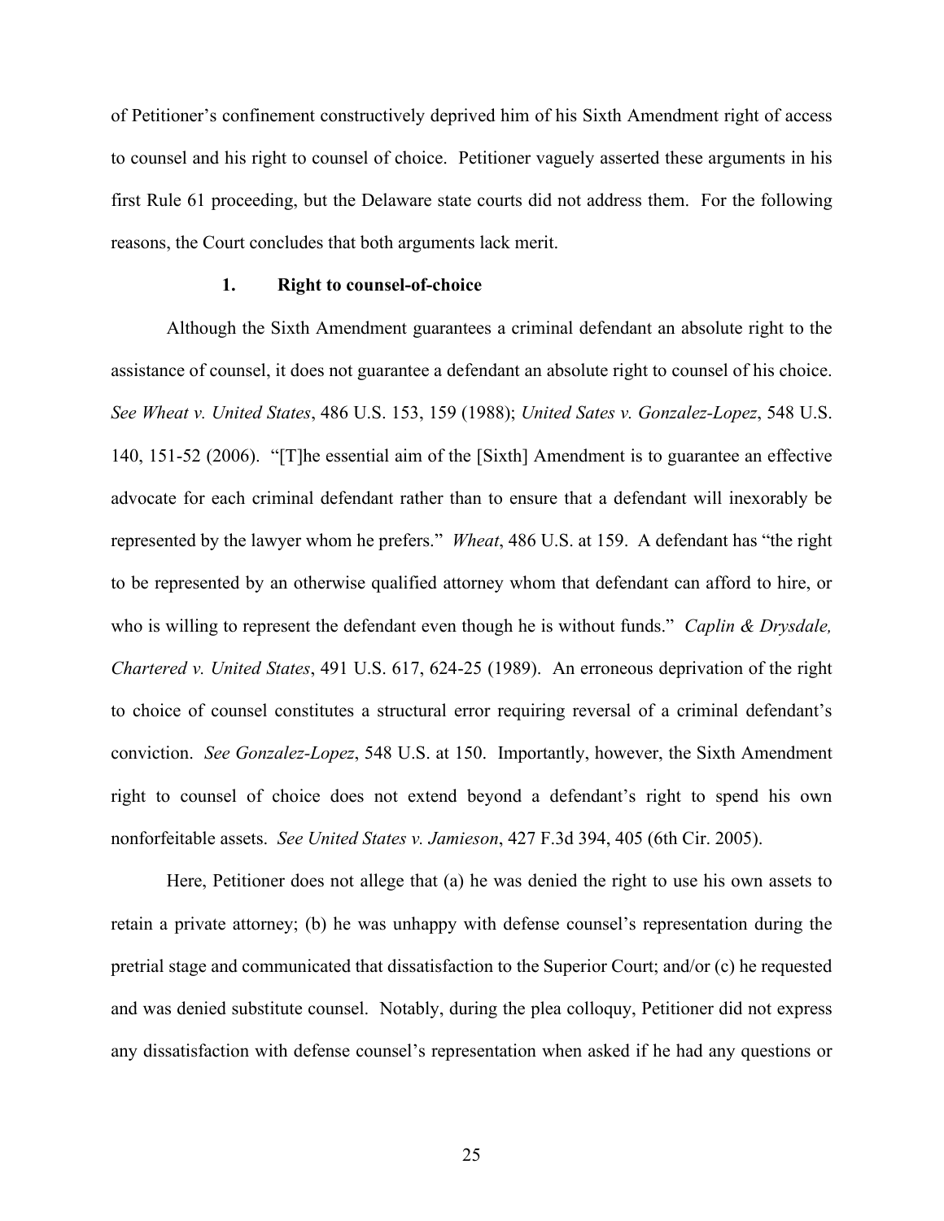of Petitioner's confinement constructively deprived him of his Sixth Amendment right of access to counsel and his right to counsel of choice. Petitioner vaguely asserted these arguments in his first Rule 61 proceeding, but the Delaware state courts did not address them. For the following reasons, the Court concludes that both arguments lack merit.

### 1. Right to counsel-of-choice

Although the Sixth Amendment guarantees a criminal defendant an absolute right to the assistance of counsel, it does not guarantee a defendant an absolute right to counsel of his choice. *See Wheat v. United States*, 486 U.S. 153, 159 (1988); *United Sates v. Gonzalez-Lopez*, 548 U.S. 140, 151-52 (2006). "[T]he essential aim of the [Sixth] Amendment is to guarantee an effective advocate for each criminal defendant rather than to ensure that a defendant will inexorably be represented by the lawyer whom he prefers." *Wheat*, 486 U.S. at 159. A defendant has "the right to be represented by an otherwise qualified attorney whom that defendant can afford to hire, or who is willing to represent the defendant even though he is without funds." *Caplin & Drysdale, Chartered v. United States*, 491 U.S. 617, 624-25 (1989). An erroneous deprivation of the right to choice of counsel constitutes a structural error requiring reversal of a criminal defendant's conviction. *See Gonzalez-Lopez*, 548 U.S. at 150. Importantly, however, the Sixth Amendment right to counsel of choice does not extend beyond a defendant's right to spend his own nonforfeitable assets. *See United States v. Jamieson*, 427 F.3d 394, 405 (6th Cir. 2005).

Here, Petitioner does not allege that (a) he was denied the right to use his own assets to retain a private attorney; (b) he was unhappy with defense counsel's representation during the pretrial stage and communicated that dissatisfaction to the Superior Court; and/or (c) he requested and was denied substitute counsel. Notably, during the plea colloquy, Petitioner did not express any dissatisfaction with defense counsel's representation when asked if he had any questions or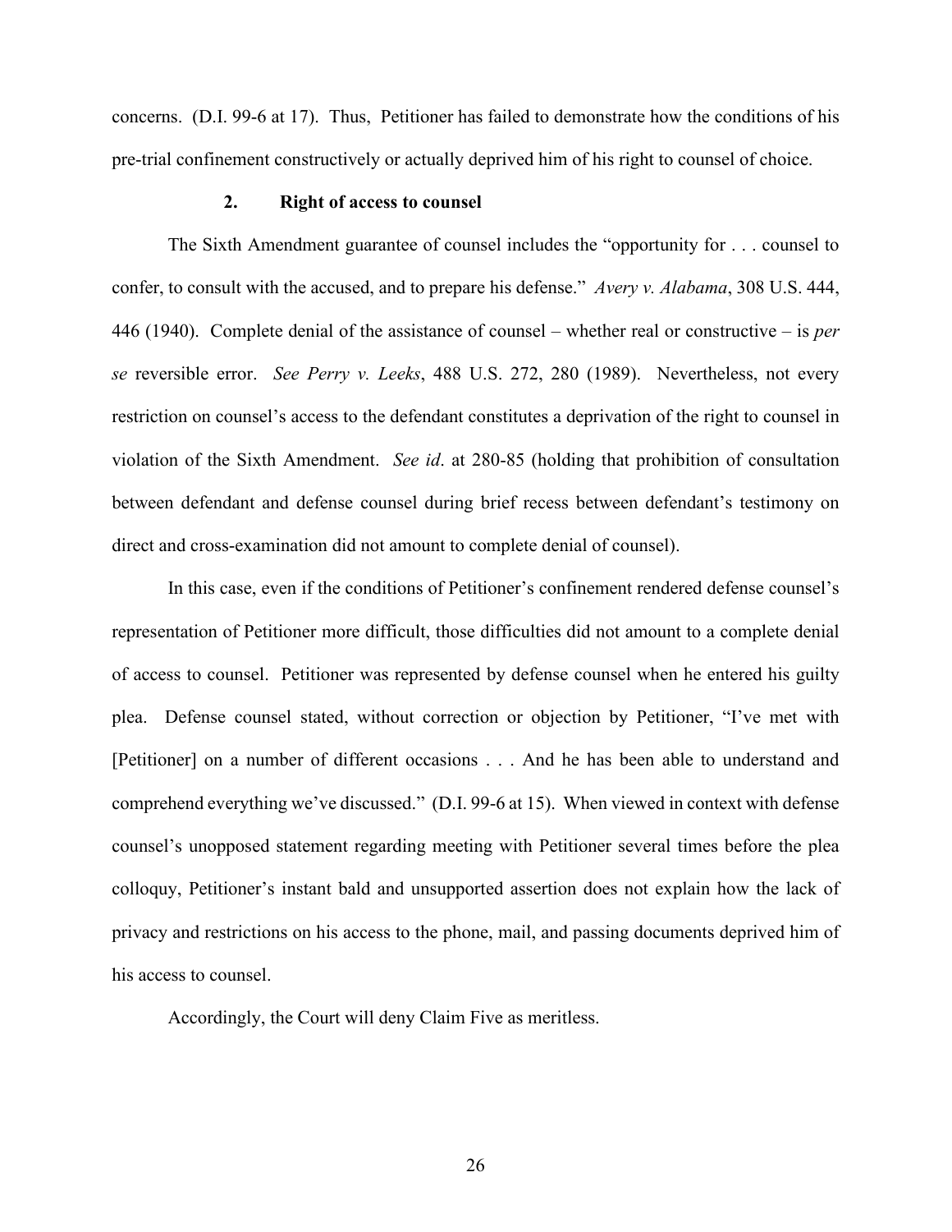concerns. (D.I. 99-6 at 17). Thus, Petitioner has failed to demonstrate how the conditions of his pre-trial confinement constructively or actually deprived him of his right to counsel of choice.

### 2. Right of access to counsel

The Sixth Amendment guarantee of counsel includes the "opportunity for . . . counsel to confer, to consult with the accused, and to prepare his defense." *Avery v. Alabama*, 308 U.S. 444, 446 (1940). Complete denial of the assistance of counsel – whether real or constructive – is *per se* reversible error. *See Perry v. Leeks*, 488 U.S. 272, 280 (1989). Nevertheless, not every restriction on counsel's access to the defendant constitutes a deprivation of the right to counsel in violation of the Sixth Amendment. *See id*. at 280-85 (holding that prohibition of consultation between defendant and defense counsel during brief recess between defendant's testimony on direct and cross-examination did not amount to complete denial of counsel).

In this case, even if the conditions of Petitioner's confinement rendered defense counsel's representation of Petitioner more difficult, those difficulties did not amount to a complete denial of access to counsel. Petitioner was represented by defense counsel when he entered his guilty plea. Defense counsel stated, without correction or objection by Petitioner, "I've met with [Petitioner] on a number of different occasions . . . And he has been able to understand and comprehend everything we've discussed." (D.I. 99-6 at 15). When viewed in context with defense counsel's unopposed statement regarding meeting with Petitioner several times before the plea colloquy, Petitioner's instant bald and unsupported assertion does not explain how the lack of privacy and restrictions on his access to the phone, mail, and passing documents deprived him of his access to counsel.

Accordingly, the Court will deny Claim Five as meritless.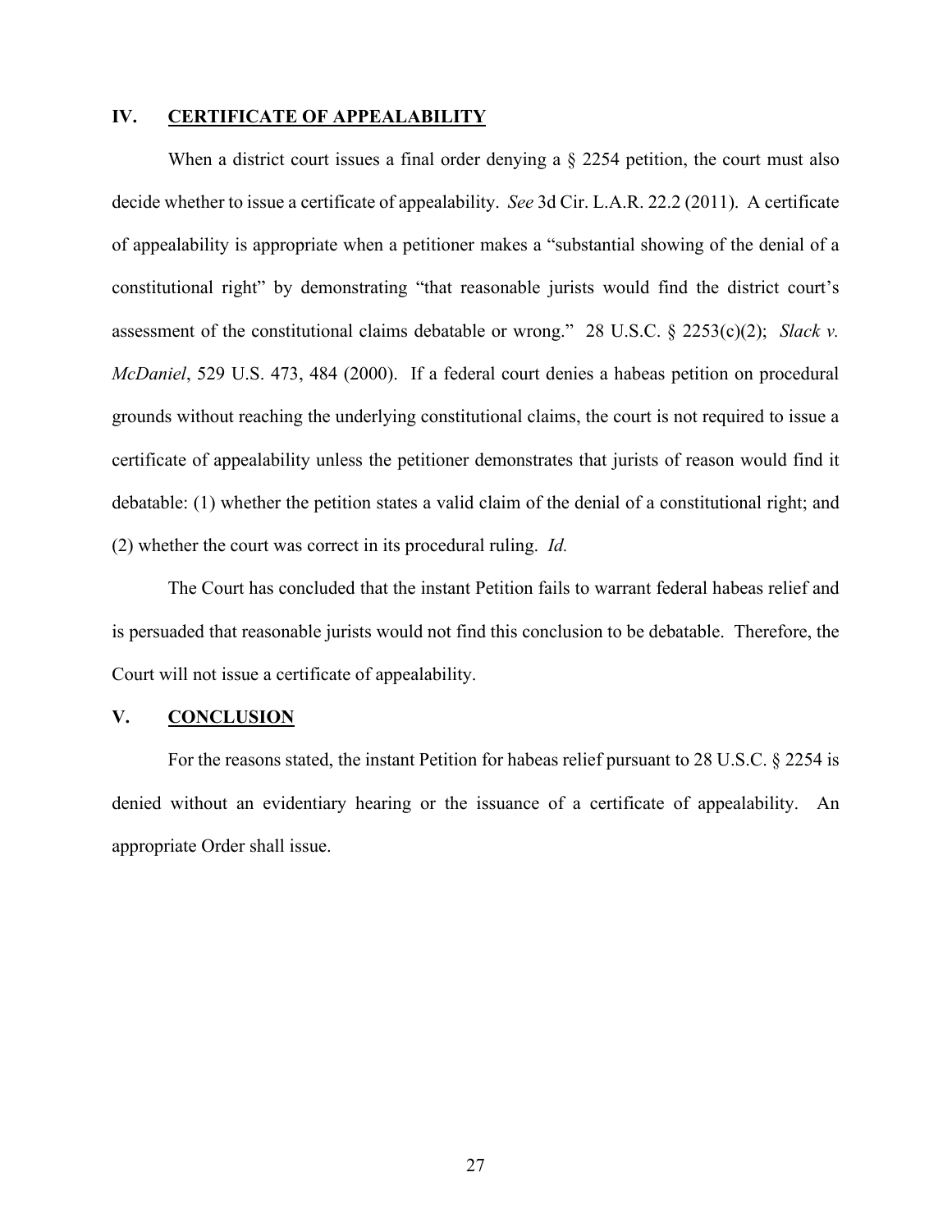## IV. <u>CERTIFICATE OF APPEALABILITY</u>

When a district court issues a final order denying a § 2254 petition, the court must also decide whether to issue a certificate of appealability. *See* 3d Cir. L.A.R. 22.2 (2011). A certificate of appealability is appropriate when a petitioner makes a "substantial showing of the denial of a constitutional right" by demonstrating "that reasonable jurists would find the district court's assessment of the constitutional claims debatable or wrong." 28 U.S.C. § 2253(c)(2); *Slack v. McDaniel*, 529 U.S. 473, 484 (2000). If a federal court denies a habeas petition on procedural grounds without reaching the underlying constitutional claims, the court is not required to issue a certificate of appealability unless the petitioner demonstrates that jurists of reason would find it debatable: (1) whether the petition states a valid claim of the denial of a constitutional right; and (2) whether the court was correct in its procedural ruling. *Id.*

The Court has concluded that the instant Petition fails to warrant federal habeas relief and is persuaded that reasonable jurists would not find this conclusion to be debatable. Therefore, the Court will not issue a certificate of appealability.

## V. <u>CONCLUSION</u>

For the reasons stated, the instant Petition for habeas relief pursuant to 28 U.S.C. § 2254 is denied without an evidentiary hearing or the issuance of a certificate of appealability. An appropriate Order shall issue.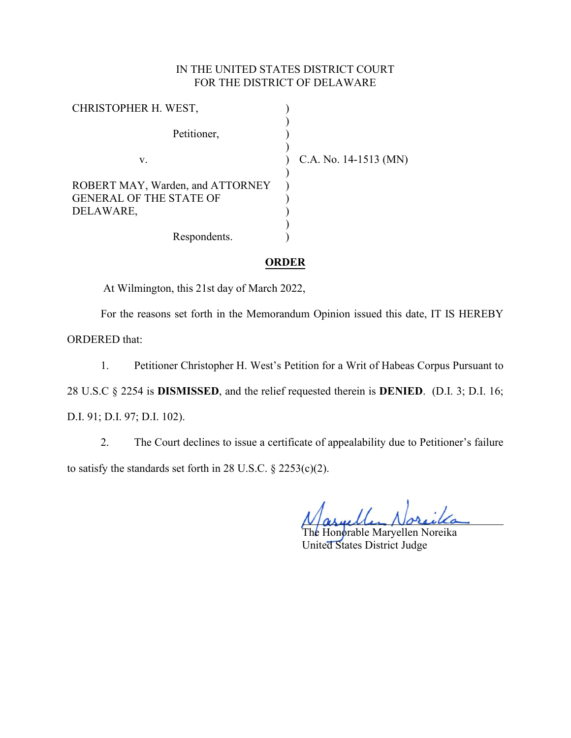IN THE UNITED STATES DISTRICT COURT
FOR THE DISTRICT OF DELAWARE

| | | |
|---|---|---|
| CHRISTOPHER H. WEST, | ) | |
| | ) | |
| Petitioner, | ) | |
| | ) | |
| v. | ) | C.A. No. 14-1513 (MN) |
| | ) | |
| ROBERT MAY, Warden, and ATTORNEY GENERAL OF THE STATE OF DELAWARE, | ) | |
| | ) | |
| Respondents. | ) | |

**ORDER**

At Wilmington, this 21st day of March 2022,

For the reasons set forth in the Memorandum Opinion issued this date, IT IS HEREBY ORDERED that:

1. Petitioner Christopher H. West's Petition for a Writ of Habeas Corpus Pursuant to 28 U.S.C § 2254 is **DISMISSED**, and the relief requested therein is **DENIED**. (D.I. 3; D.I. 16; D.I. 91; D.I. 97; D.I. 102).

2. The Court declines to issue a certificate of appealability due to Petitioner's failure to satisfy the standards set forth in 28 U.S.C. § 2253(c)(2).

The Honorable Maryellen Noreika
United States District Judge